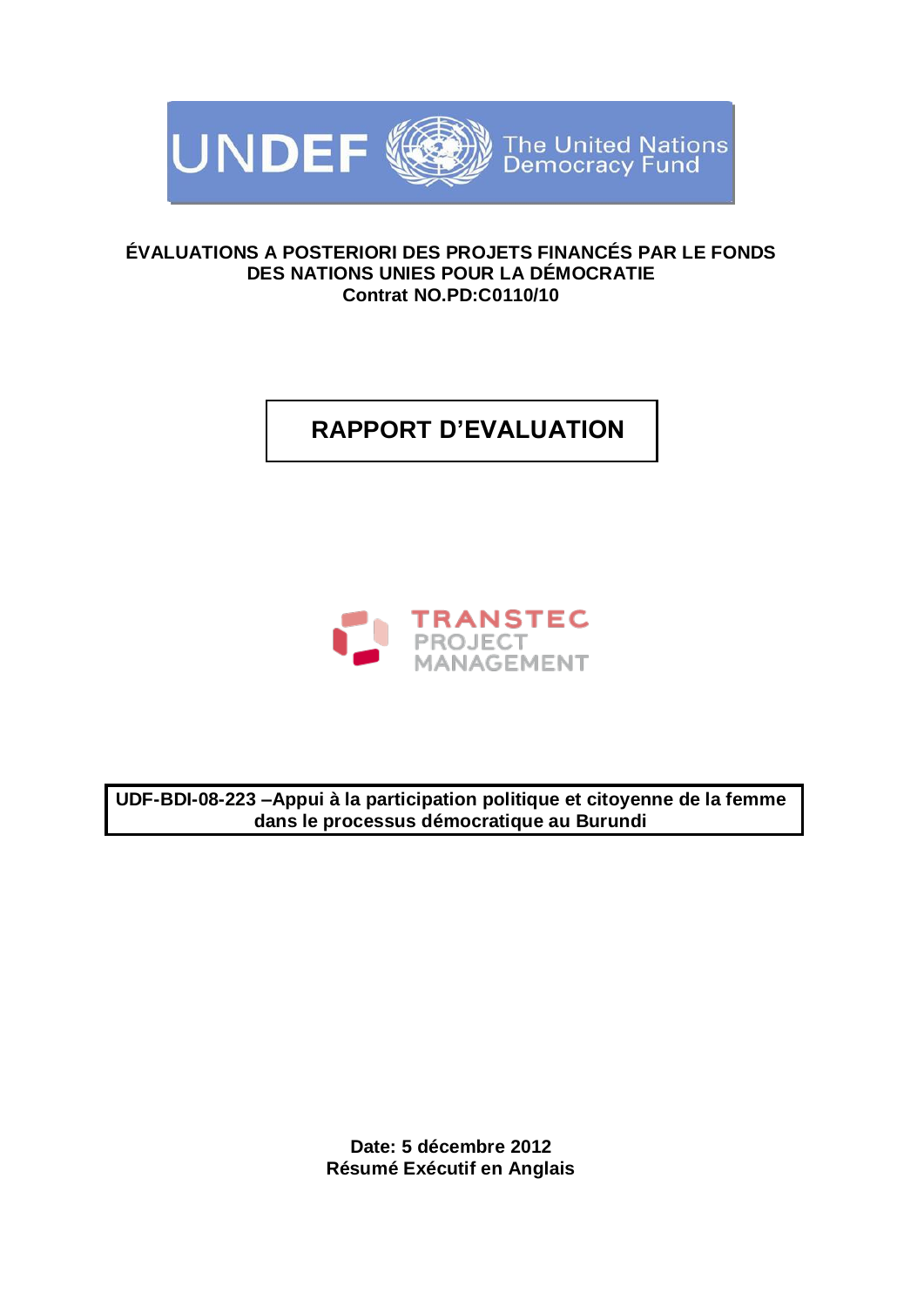UNDEF The United Nations Democracy Fund

**ÉVALUATIONS A POSTERIORI DES PROJETS FINANCÉS PAR LE FONDS DES NATIONS UNIES POUR LA DÉMOCRATIE**
**Contrat NO.PD:C0110/10**

# RAPPORT D'EVALUATION

TRANSTEC PROJECT MANAGEMENT

**UDF-BDI-08-223 –Appui à la participation politique et citoyenne de la femme dans le processus démocratique au Burundi**

**Date: 5 décembre 2012**
**Résumé Exécutif en Anglais**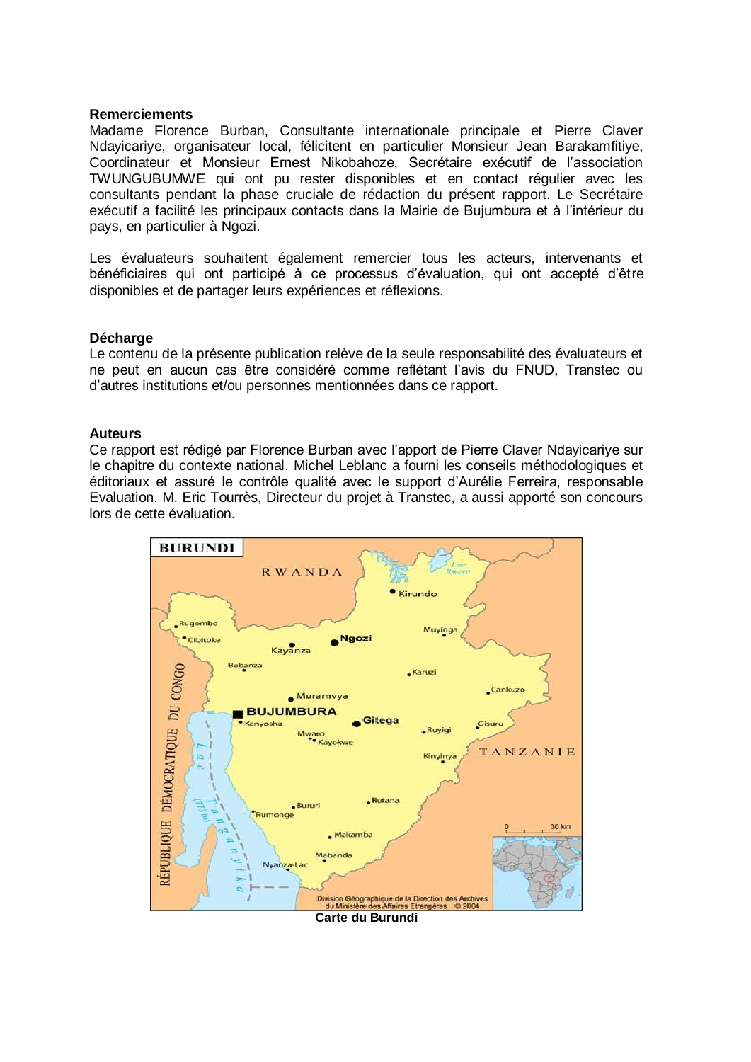**Remerciements**

Madame Florence Burban, Consultante internationale principale et Pierre Claver Ndayicariye, organisateur local, félicitent en particulier Monsieur Jean Barakamfitiye, Coordinateur et Monsieur Ernest Nikobahoze, Secrétaire exécutif de l'association TWUNGUBUMWE qui ont pu rester disponibles et en contact régulier avec les consultants pendant la phase cruciale de rédaction du présent rapport. Le Secrétaire exécutif a facilité les principaux contacts dans la Mairie de Bujumbura et à l'intérieur du pays, en particulier à Ngozi.

Les évaluateurs souhaitent également remercier tous les acteurs, intervenants et bénéficiaires qui ont participé à ce processus d'évaluation, qui ont accepté d'être disponibles et de partager leurs expériences et réflexions.

**Décharge**

Le contenu de la présente publication relève de la seule responsabilité des évaluateurs et ne peut en aucun cas être considéré comme reflétant l'avis du FNUD, Transtec ou d'autres institutions et/ou personnes mentionnées dans ce rapport.

**Auteurs**

Ce rapport est rédigé par Florence Burban avec l'apport de Pierre Claver Ndayicariye sur le chapitre du contexte national. Michel Leblanc a fourni les conseils méthodologiques et éditoriaux et assuré le contrôle qualité avec le support d'Aurélie Ferreira, responsable Evaluation. M. Eric Tourrès, Directeur du projet à Transtec, a aussi apporté son concours lors de cette évaluation.

**Carte du Burundi**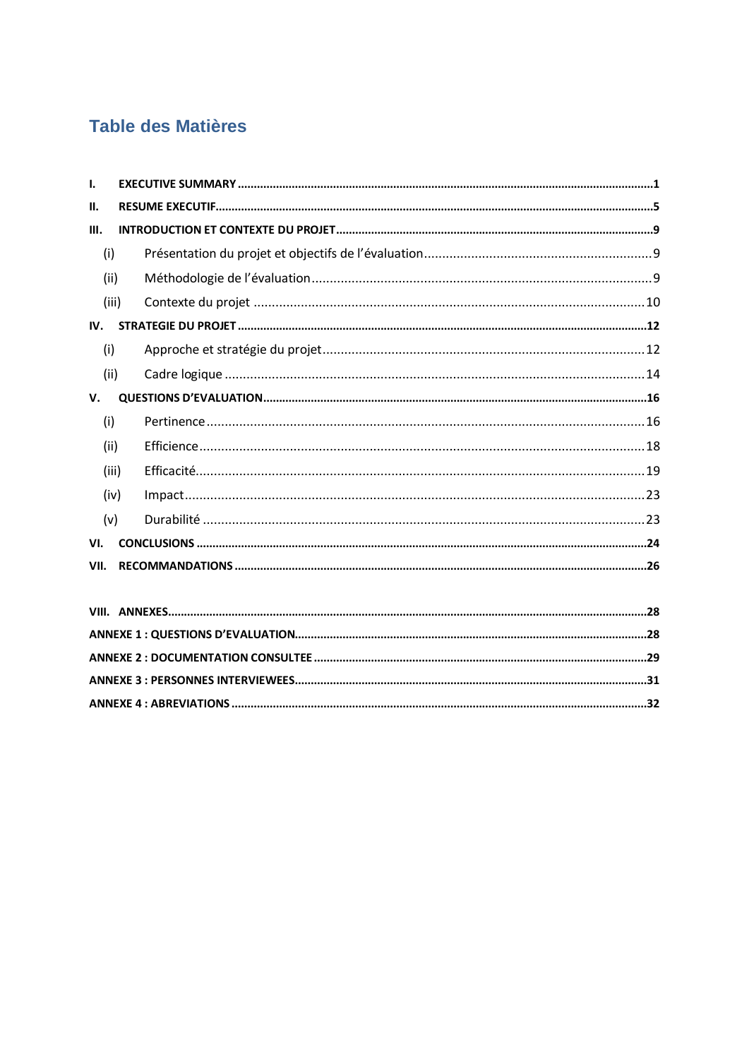# Table des Matières

**I. EXECUTIVE SUMMARY** ..... **1**

**II. RESUME EXECUTIF** ..... **5**

**III. INTRODUCTION ET CONTEXTE DU PROJET** ..... **9**

- (i) Présentation du projet et objectifs de l'évaluation ..... 9
- (ii) Méthodologie de l'évaluation ..... 9
- (iii) Contexte du projet ..... 10

**IV. STRATEGIE DU PROJET** ..... **12**

- (i) Approche et stratégie du projet ..... 12
- (ii) Cadre logique ..... 14

**V. QUESTIONS D'EVALUATION** ..... **16**

- (i) Pertinence ..... 16
- (ii) Efficience ..... 18
- (iii) Efficacité ..... 19
- (iv) Impact ..... 23
- (v) Durabilité ..... 23

**VI. CONCLUSIONS** ..... **24**

**VII. RECOMMANDATIONS** ..... **26**

**VIII. ANNEXES** ..... **28**

**ANNEXE 1 : QUESTIONS D'EVALUATION** ..... **28**

**ANNEXE 2 : DOCUMENTATION CONSULTEE** ..... **29**

**ANNEXE 3 : PERSONNES INTERVIEWEES** ..... **31**

**ANNEXE 4 : ABREVIATIONS** ..... **32**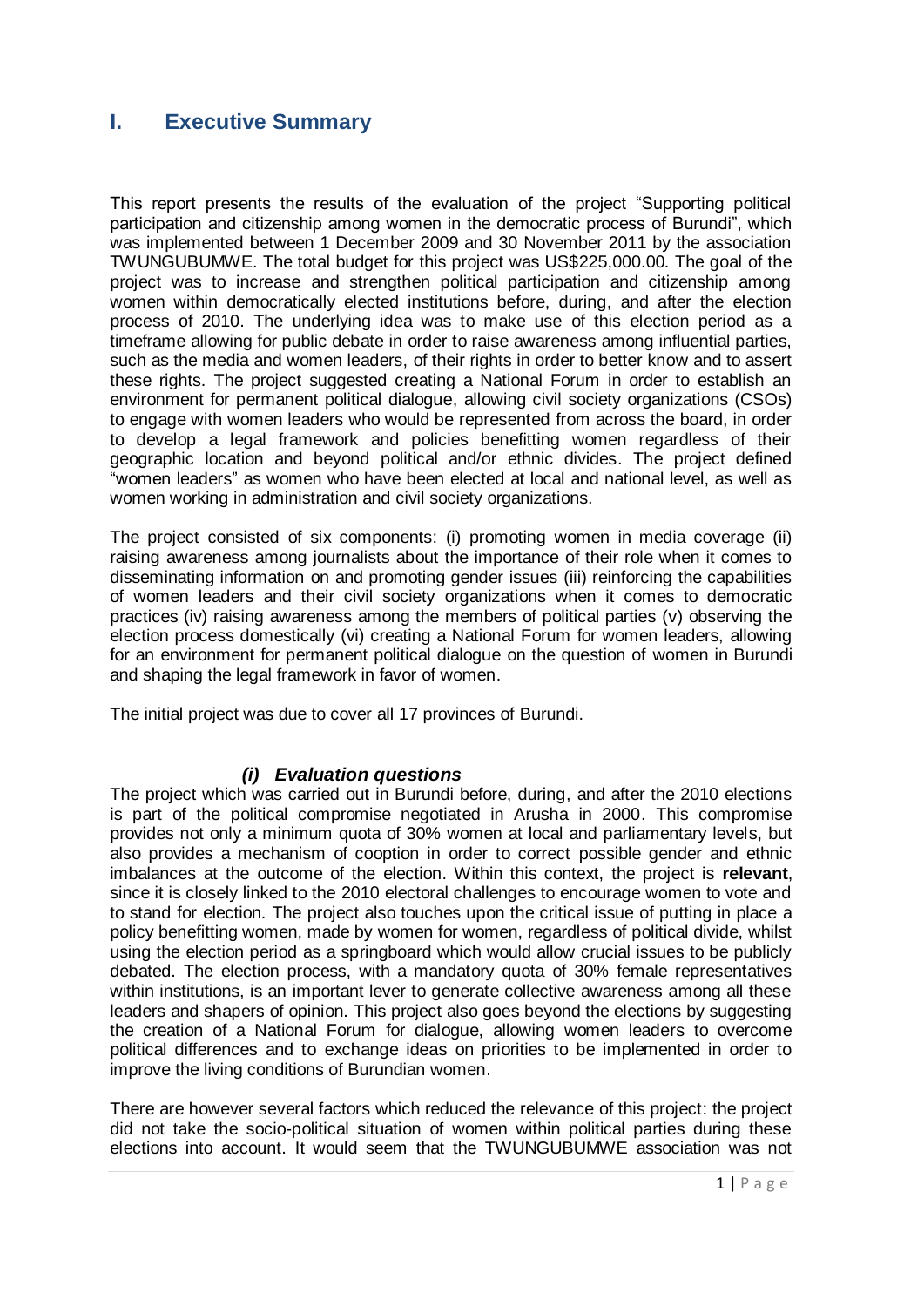# I. Executive Summary

This report presents the results of the evaluation of the project "Supporting political participation and citizenship among women in the democratic process of Burundi", which was implemented between 1 December 2009 and 30 November 2011 by the association TWUNGUBUMWE. The total budget for this project was US$225,000.00. The goal of the project was to increase and strengthen political participation and citizenship among women within democratically elected institutions before, during, and after the election process of 2010. The underlying idea was to make use of this election period as a timeframe allowing for public debate in order to raise awareness among influential parties, such as the media and women leaders, of their rights in order to better know and to assert these rights. The project suggested creating a National Forum in order to establish an environment for permanent political dialogue, allowing civil society organizations (CSOs) to engage with women leaders who would be represented from across the board, in order to develop a legal framework and policies benefitting women regardless of their geographic location and beyond political and/or ethnic divides. The project defined "women leaders" as women who have been elected at local and national level, as well as women working in administration and civil society organizations.

The project consisted of six components: (i) promoting women in media coverage (ii) raising awareness among journalists about the importance of their role when it comes to disseminating information on and promoting gender issues (iii) reinforcing the capabilities of women leaders and their civil society organizations when it comes to democratic practices (iv) raising awareness among the members of political parties (v) observing the election process domestically (vi) creating a National Forum for women leaders, allowing for an environment for permanent political dialogue on the question of women in Burundi and shaping the legal framework in favor of women.

The initial project was due to cover all 17 provinces of Burundi.

### *(i) Evaluation questions*

The project which was carried out in Burundi before, during, and after the 2010 elections is part of the political compromise negotiated in Arusha in 2000. This compromise provides not only a minimum quota of 30% women at local and parliamentary levels, but also provides a mechanism of cooption in order to correct possible gender and ethnic imbalances at the outcome of the election. Within this context, the project is **relevant**, since it is closely linked to the 2010 electoral challenges to encourage women to vote and to stand for election. The project also touches upon the critical issue of putting in place a policy benefitting women, made by women for women, regardless of political divide, whilst using the election period as a springboard which would allow crucial issues to be publicly debated. The election process, with a mandatory quota of 30% female representatives within institutions, is an important lever to generate collective awareness among all these leaders and shapers of opinion. This project also goes beyond the elections by suggesting the creation of a National Forum for dialogue, allowing women leaders to overcome political differences and to exchange ideas on priorities to be implemented in order to improve the living conditions of Burundian women.

There are however several factors which reduced the relevance of this project: the project did not take the socio-political situation of women within political parties during these elections into account. It would seem that the TWUNGUBUMWE association was not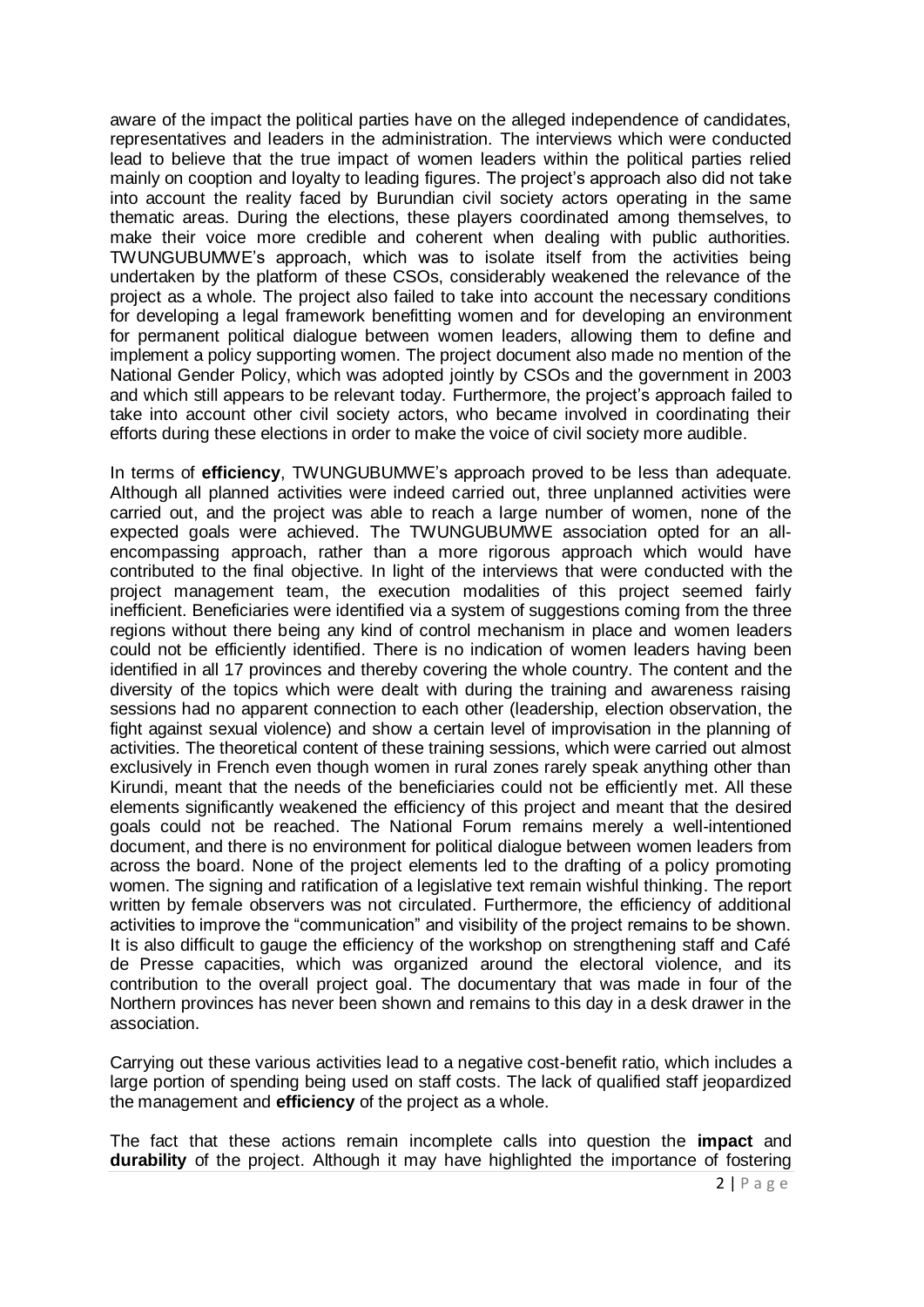aware of the impact the political parties have on the alleged independence of candidates, representatives and leaders in the administration. The interviews which were conducted lead to believe that the true impact of women leaders within the political parties relied mainly on cooption and loyalty to leading figures. The project's approach also did not take into account the reality faced by Burundian civil society actors operating in the same thematic areas. During the elections, these players coordinated among themselves, to make their voice more credible and coherent when dealing with public authorities. TWUNGUBUMWE's approach, which was to isolate itself from the activities being undertaken by the platform of these CSOs, considerably weakened the relevance of the project as a whole. The project also failed to take into account the necessary conditions for developing a legal framework benefitting women and for developing an environment for permanent political dialogue between women leaders, allowing them to define and implement a policy supporting women. The project document also made no mention of the National Gender Policy, which was adopted jointly by CSOs and the government in 2003 and which still appears to be relevant today. Furthermore, the project's approach failed to take into account other civil society actors, who became involved in coordinating their efforts during these elections in order to make the voice of civil society more audible.

In terms of **efficiency**, TWUNGUBUMWE's approach proved to be less than adequate. Although all planned activities were indeed carried out, three unplanned activities were carried out, and the project was able to reach a large number of women, none of the expected goals were achieved. The TWUNGUBUMWE association opted for an all-encompassing approach, rather than a more rigorous approach which would have contributed to the final objective. In light of the interviews that were conducted with the project management team, the execution modalities of this project seemed fairly inefficient. Beneficiaries were identified via a system of suggestions coming from the three regions without there being any kind of control mechanism in place and women leaders could not be efficiently identified. There is no indication of women leaders having been identified in all 17 provinces and thereby covering the whole country. The content and the diversity of the topics which were dealt with during the training and awareness raising sessions had no apparent connection to each other (leadership, election observation, the fight against sexual violence) and show a certain level of improvisation in the planning of activities. The theoretical content of these training sessions, which were carried out almost exclusively in French even though women in rural zones rarely speak anything other than Kirundi, meant that the needs of the beneficiaries could not be efficiently met. All these elements significantly weakened the efficiency of this project and meant that the desired goals could not be reached. The National Forum remains merely a well-intentioned document, and there is no environment for political dialogue between women leaders from across the board. None of the project elements led to the drafting of a policy promoting women. The signing and ratification of a legislative text remain wishful thinking. The report written by female observers was not circulated. Furthermore, the efficiency of additional activities to improve the "communication" and visibility of the project remains to be shown. It is also difficult to gauge the efficiency of the workshop on strengthening staff and Café de Presse capacities, which was organized around the electoral violence, and its contribution to the overall project goal. The documentary that was made in four of the Northern provinces has never been shown and remains to this day in a desk drawer in the association.

Carrying out these various activities lead to a negative cost-benefit ratio, which includes a large portion of spending being used on staff costs. The lack of qualified staff jeopardized the management and **efficiency** of the project as a whole.

The fact that these actions remain incomplete calls into question the **impact** and **durability** of the project. Although it may have highlighted the importance of fostering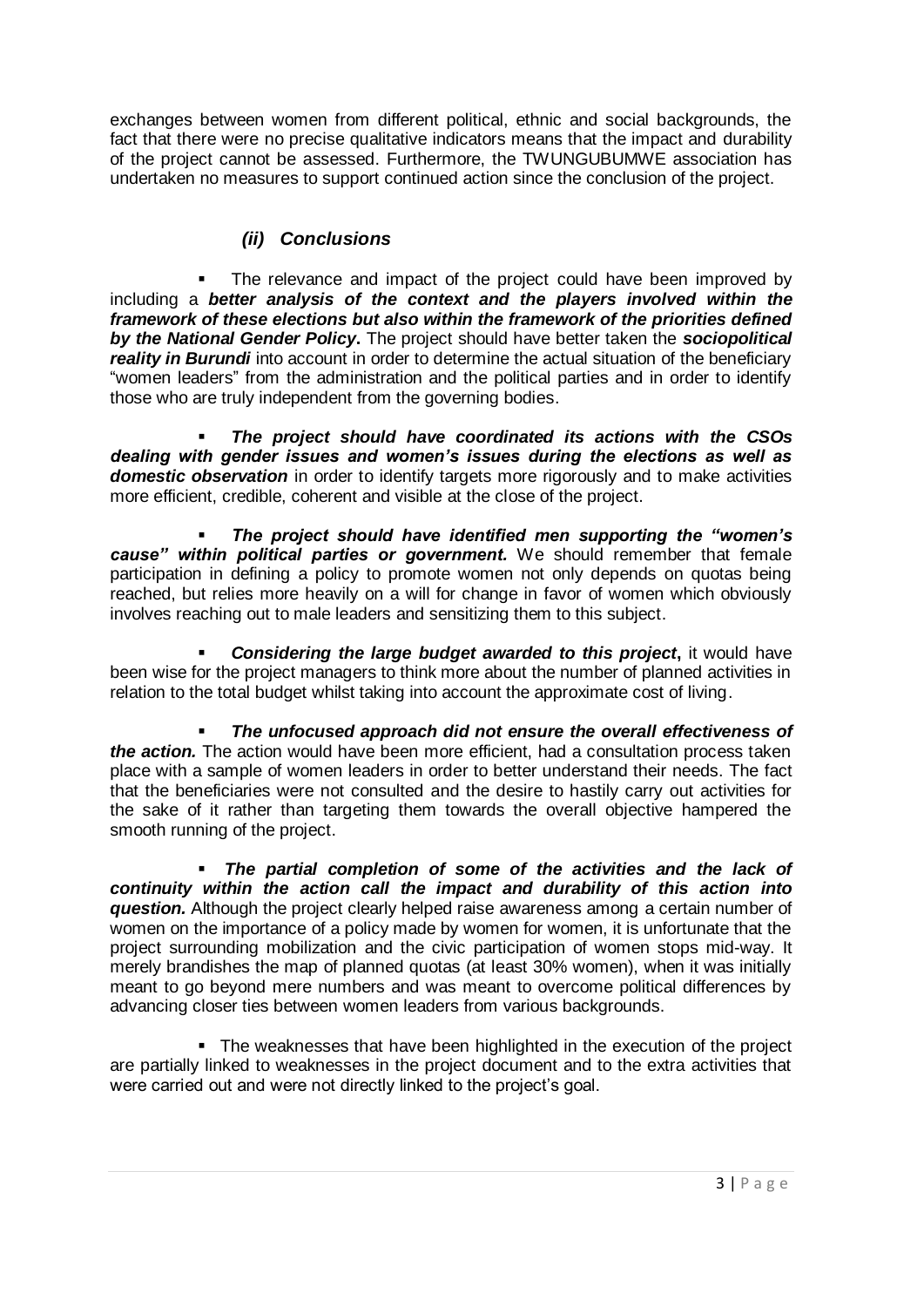exchanges between women from different political, ethnic and social backgrounds, the fact that there were no precise qualitative indicators means that the impact and durability of the project cannot be assessed. Furthermore, the TWUNGUBUMWE association has undertaken no measures to support continued action since the conclusion of the project.

### *(ii) Conclusions*

- The relevance and impact of the project could have been improved by including a ***better analysis of the context and the players involved within the framework of these elections but also within the framework of the priorities defined by the National Gender Policy*****.** The project should have better taken the ***sociopolitical reality in Burundi*** into account in order to determine the actual situation of the beneficiary "women leaders" from the administration and the political parties and in order to identify those who are truly independent from the governing bodies.

- ***The project should have coordinated its actions with the CSOs dealing with gender issues and women's issues during the elections as well as domestic observation*** in order to identify targets more rigorously and to make activities more efficient, credible, coherent and visible at the close of the project.

- ***The project should have identified men supporting the "women's cause" within political parties or government.*** We should remember that female participation in defining a policy to promote women not only depends on quotas being reached, but relies more heavily on a will for change in favor of women which obviously involves reaching out to male leaders and sensitizing them to this subject.

- ***Considering the large budget awarded to this project*****,** it would have been wise for the project managers to think more about the number of planned activities in relation to the total budget whilst taking into account the approximate cost of living.

- ***The unfocused approach did not ensure the overall effectiveness of the action.*** The action would have been more efficient, had a consultation process taken place with a sample of women leaders in order to better understand their needs. The fact that the beneficiaries were not consulted and the desire to hastily carry out activities for the sake of it rather than targeting them towards the overall objective hampered the smooth running of the project.

- ***The partial completion of some of the activities and the lack of continuity within the action call the impact and durability of this action into question.*** Although the project clearly helped raise awareness among a certain number of women on the importance of a policy made by women for women, it is unfortunate that the project surrounding mobilization and the civic participation of women stops mid-way. It merely brandishes the map of planned quotas (at least 30% women), when it was initially meant to go beyond mere numbers and was meant to overcome political differences by advancing closer ties between women leaders from various backgrounds.

- The weaknesses that have been highlighted in the execution of the project are partially linked to weaknesses in the project document and to the extra activities that were carried out and were not directly linked to the project's goal.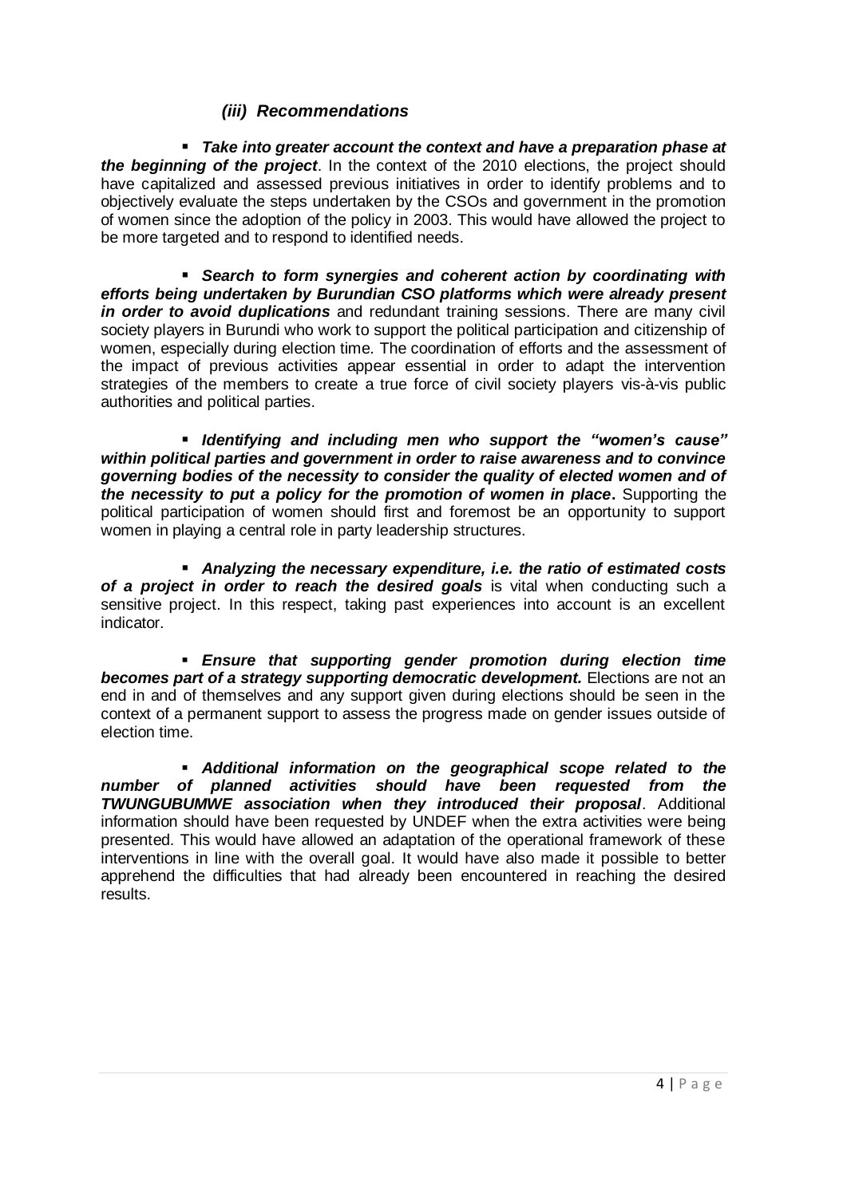### *(iii) Recommendations*

- ***Take into greater account the context and have a preparation phase at the beginning of the project***. In the context of the 2010 elections, the project should have capitalized and assessed previous initiatives in order to identify problems and to objectively evaluate the steps undertaken by the CSOs and government in the promotion of women since the adoption of the policy in 2003. This would have allowed the project to be more targeted and to respond to identified needs.

- ***Search to form synergies and coherent action by coordinating with efforts being undertaken by Burundian CSO platforms which were already present in order to avoid duplications*** and redundant training sessions. There are many civil society players in Burundi who work to support the political participation and citizenship of women, especially during election time. The coordination of efforts and the assessment of the impact of previous activities appear essential in order to adapt the intervention strategies of the members to create a true force of civil society players vis-à-vis public authorities and political parties.

- ***Identifying and including men who support the "women's cause" within political parties and government in order to raise awareness and to convince governing bodies of the necessity to consider the quality of elected women and of the necessity to put a policy for the promotion of women in place*.** Supporting the political participation of women should first and foremost be an opportunity to support women in playing a central role in party leadership structures.

- ***Analyzing the necessary expenditure, i.e. the ratio of estimated costs of a project in order to reach the desired goals*** is vital when conducting such a sensitive project. In this respect, taking past experiences into account is an excellent indicator.

- ***Ensure that supporting gender promotion during election time becomes part of a strategy supporting democratic development.*** Elections are not an end in and of themselves and any support given during elections should be seen in the context of a permanent support to assess the progress made on gender issues outside of election time.

- ***Additional information on the geographical scope related to the number of planned activities should have been requested from the TWUNGUBUMWE association when they introduced their proposal***. Additional information should have been requested by UNDEF when the extra activities were being presented. This would have allowed an adaptation of the operational framework of these interventions in line with the overall goal. It would have also made it possible to better apprehend the difficulties that had already been encountered in reaching the desired results.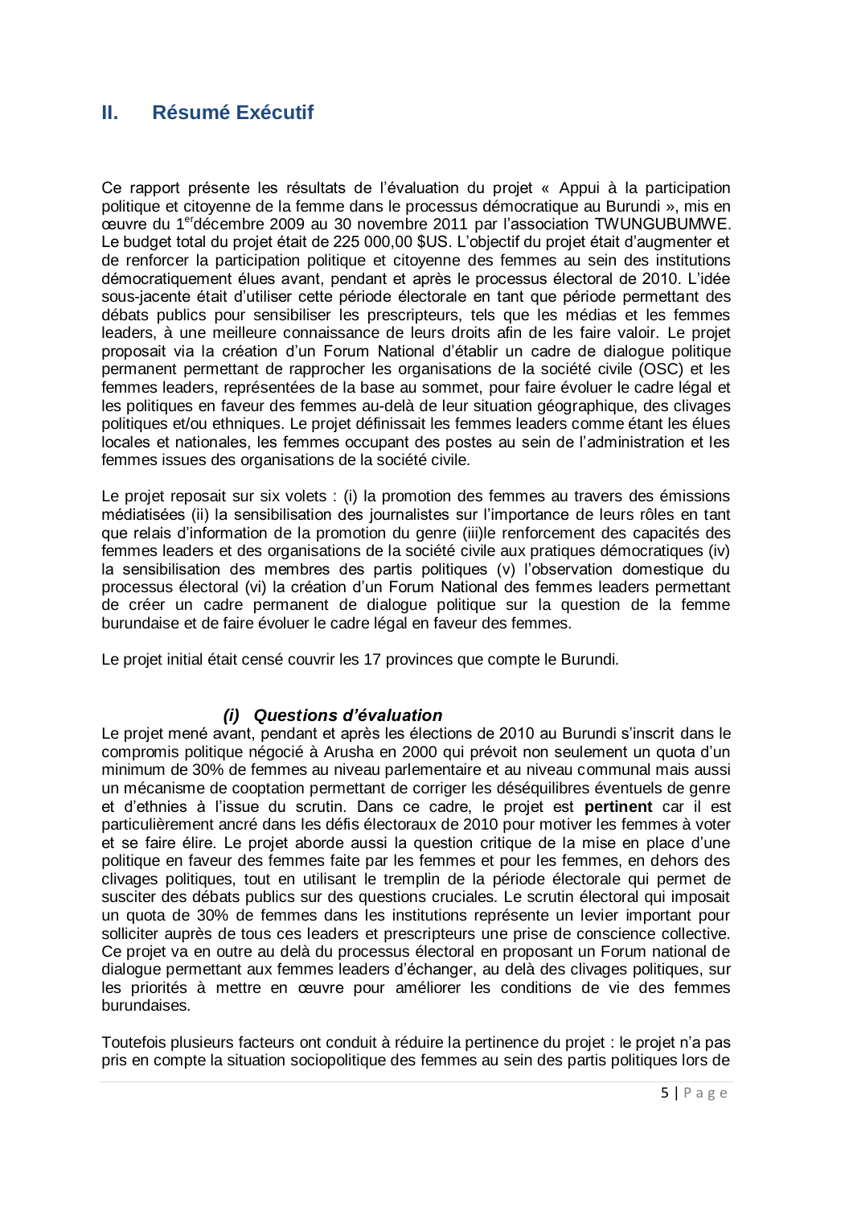## II. Résumé Exécutif

Ce rapport présente les résultats de l'évaluation du projet « Appui à la participation politique et citoyenne de la femme dans le processus démocratique au Burundi », mis en œuvre du 1[er]décembre 2009 au 30 novembre 2011 par l'association TWUNGUBUMWE. Le budget total du projet était de 225 000,00 $US. L'objectif du projet était d'augmenter et de renforcer la participation politique et citoyenne des femmes au sein des institutions démocratiquement élues avant, pendant et après le processus électoral de 2010. L'idée sous-jacente était d'utiliser cette période électorale en tant que période permettant des débats publics pour sensibiliser les prescripteurs, tels que les médias et les femmes leaders, à une meilleure connaissance de leurs droits afin de les faire valoir. Le projet proposait via la création d'un Forum National d'établir un cadre de dialogue politique permanent permettant de rapprocher les organisations de la société civile (OSC) et les femmes leaders, représentées de la base au sommet, pour faire évoluer le cadre légal et les politiques en faveur des femmes au-delà de leur situation géographique, des clivages politiques et/ou ethniques. Le projet définissait les femmes leaders comme étant les élues locales et nationales, les femmes occupant des postes au sein de l'administration et les femmes issues des organisations de la société civile.

Le projet reposait sur six volets : (i) la promotion des femmes au travers des émissions médiatisées (ii) la sensibilisation des journalistes sur l'importance de leurs rôles en tant que relais d'information de la promotion du genre (iii)le renforcement des capacités des femmes leaders et des organisations de la société civile aux pratiques démocratiques (iv) la sensibilisation des membres des partis politiques (v) l'observation domestique du processus électoral (vi) la création d'un Forum National des femmes leaders permettant de créer un cadre permanent de dialogue politique sur la question de la femme burundaise et de faire évoluer le cadre légal en faveur des femmes.

Le projet initial était censé couvrir les 17 provinces que compte le Burundi.

### *(i) Questions d'évaluation*

Le projet mené avant, pendant et après les élections de 2010 au Burundi s'inscrit dans le compromis politique négocié à Arusha en 2000 qui prévoit non seulement un quota d'un minimum de 30% de femmes au niveau parlementaire et au niveau communal mais aussi un mécanisme de cooptation permettant de corriger les déséquilibres éventuels de genre et d'ethnies à l'issue du scrutin. Dans ce cadre, le projet est **pertinent** car il est particulièrement ancré dans les défis électoraux de 2010 pour motiver les femmes à voter et se faire élire. Le projet aborde aussi la question critique de la mise en place d'une politique en faveur des femmes faite par les femmes et pour les femmes, en dehors des clivages politiques, tout en utilisant le tremplin de la période électorale qui permet de susciter des débats publics sur des questions cruciales. Le scrutin électoral qui imposait un quota de 30% de femmes dans les institutions représente un levier important pour solliciter auprès de tous ces leaders et prescripteurs une prise de conscience collective. Ce projet va en outre au delà du processus électoral en proposant un Forum national de dialogue permettant aux femmes leaders d'échanger, au delà des clivages politiques, sur les priorités à mettre en œuvre pour améliorer les conditions de vie des femmes burundaises.

Toutefois plusieurs facteurs ont conduit à réduire la pertinence du projet : le projet n'a pas pris en compte la situation sociopolitique des femmes au sein des partis politiques lors de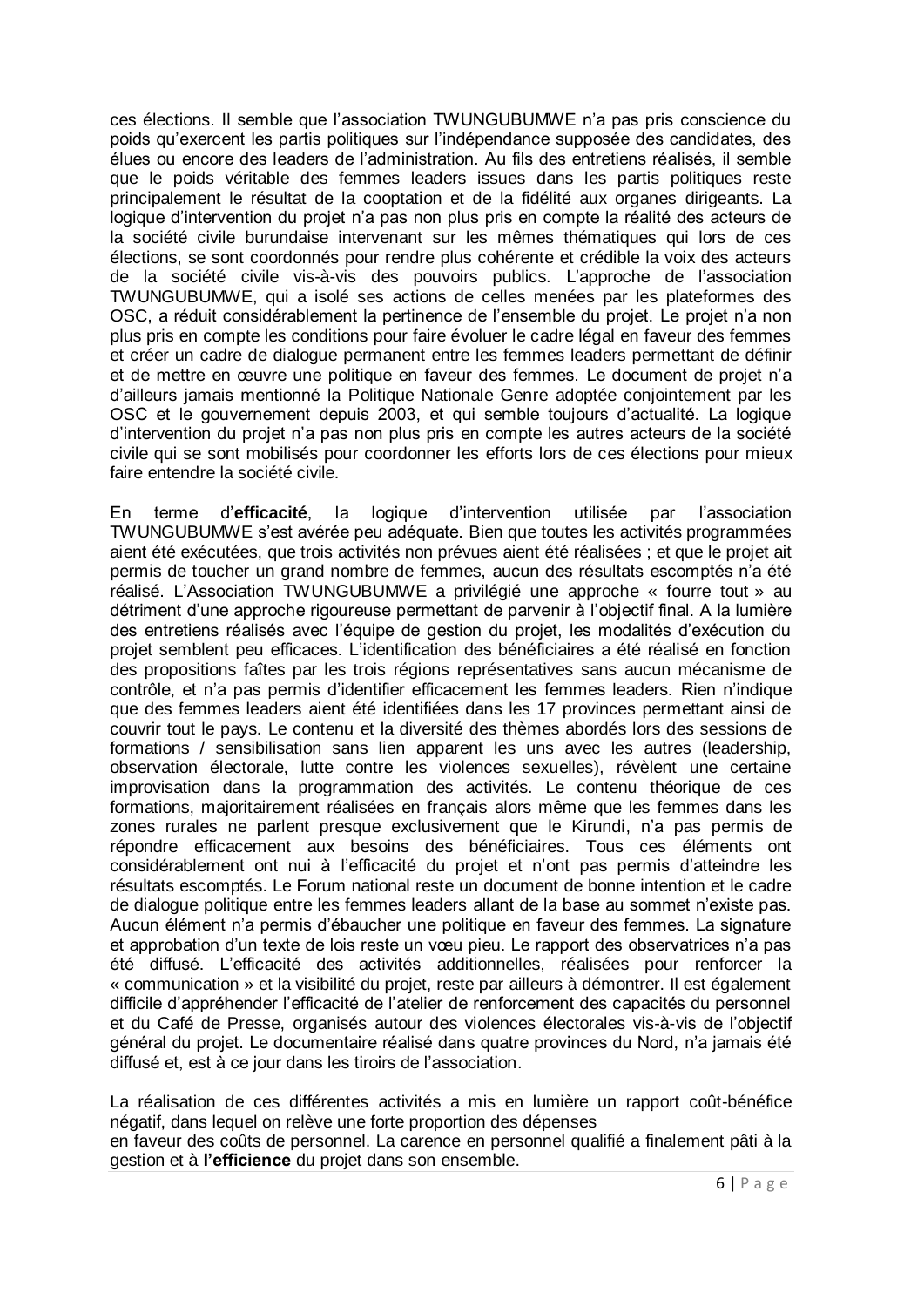ces élections. Il semble que l'association TWUNGUBUMWE n'a pas pris conscience du poids qu'exercent les partis politiques sur l'indépendance supposée des candidates, des élues ou encore des leaders de l'administration. Au fils des entretiens réalisés, il semble que le poids véritable des femmes leaders issues dans les partis politiques reste principalement le résultat de la cooptation et de la fidélité aux organes dirigeants. La logique d'intervention du projet n'a pas non plus pris en compte la réalité des acteurs de la société civile burundaise intervenant sur les mêmes thématiques qui lors de ces élections, se sont coordonnés pour rendre plus cohérente et crédible la voix des acteurs de la société civile vis-à-vis des pouvoirs publics. L'approche de l'association TWUNGUBUMWE, qui a isolé ses actions de celles menées par les plateformes des OSC, a réduit considérablement la pertinence de l'ensemble du projet. Le projet n'a non plus pris en compte les conditions pour faire évoluer le cadre légal en faveur des femmes et créer un cadre de dialogue permanent entre les femmes leaders permettant de définir et de mettre en œuvre une politique en faveur des femmes. Le document de projet n'a d'ailleurs jamais mentionné la Politique Nationale Genre adoptée conjointement par les OSC et le gouvernement depuis 2003, et qui semble toujours d'actualité. La logique d'intervention du projet n'a pas non plus pris en compte les autres acteurs de la société civile qui se sont mobilisés pour coordonner les efforts lors de ces élections pour mieux faire entendre la société civile.

En terme d'**efficacité**, la logique d'intervention utilisée par l'association TWUNGUBUMWE s'est avérée peu adéquate. Bien que toutes les activités programmées aient été exécutées, que trois activités non prévues aient été réalisées ; et que le projet ait permis de toucher un grand nombre de femmes, aucun des résultats escomptés n'a été réalisé. L'Association TWUNGUBUMWE a privilégié une approche « fourre tout » au détriment d'une approche rigoureuse permettant de parvenir à l'objectif final. A la lumière des entretiens réalisés avec l'équipe de gestion du projet, les modalités d'exécution du projet semblent peu efficaces. L'identification des bénéficiaires a été réalisé en fonction des propositions faîtes par les trois régions représentatives sans aucun mécanisme de contrôle, et n'a pas permis d'identifier efficacement les femmes leaders. Rien n'indique que des femmes leaders aient été identifiées dans les 17 provinces permettant ainsi de couvrir tout le pays. Le contenu et la diversité des thèmes abordés lors des sessions de formations / sensibilisation sans lien apparent les uns avec les autres (leadership, observation électorale, lutte contre les violences sexuelles), révèlent une certaine improvisation dans la programmation des activités. Le contenu théorique de ces formations, majoritairement réalisées en français alors même que les femmes dans les zones rurales ne parlent presque exclusivement que le Kirundi, n'a pas permis de répondre efficacement aux besoins des bénéficiaires. Tous ces éléments ont considérablement ont nui à l'efficacité du projet et n'ont pas permis d'atteindre les résultats escomptés. Le Forum national reste un document de bonne intention et le cadre de dialogue politique entre les femmes leaders allant de la base au sommet n'existe pas. Aucun élément n'a permis d'ébaucher une politique en faveur des femmes. La signature et approbation d'un texte de lois reste un vœu pieu. Le rapport des observatrices n'a pas été diffusé. L'efficacité des activités additionnelles, réalisées pour renforcer la « communication » et la visibilité du projet, reste par ailleurs à démontrer. Il est également difficile d'appréhender l'efficacité de l'atelier de renforcement des capacités du personnel et du Café de Presse, organisés autour des violences électorales vis-à-vis de l'objectif général du projet. Le documentaire réalisé dans quatre provinces du Nord, n'a jamais été diffusé et, est à ce jour dans les tiroirs de l'association.

La réalisation de ces différentes activités a mis en lumière un rapport coût-bénéfice négatif, dans lequel on relève une forte proportion des dépenses
en faveur des coûts de personnel. La carence en personnel qualifié a finalement pâti à la gestion et à **l'efficience** du projet dans son ensemble.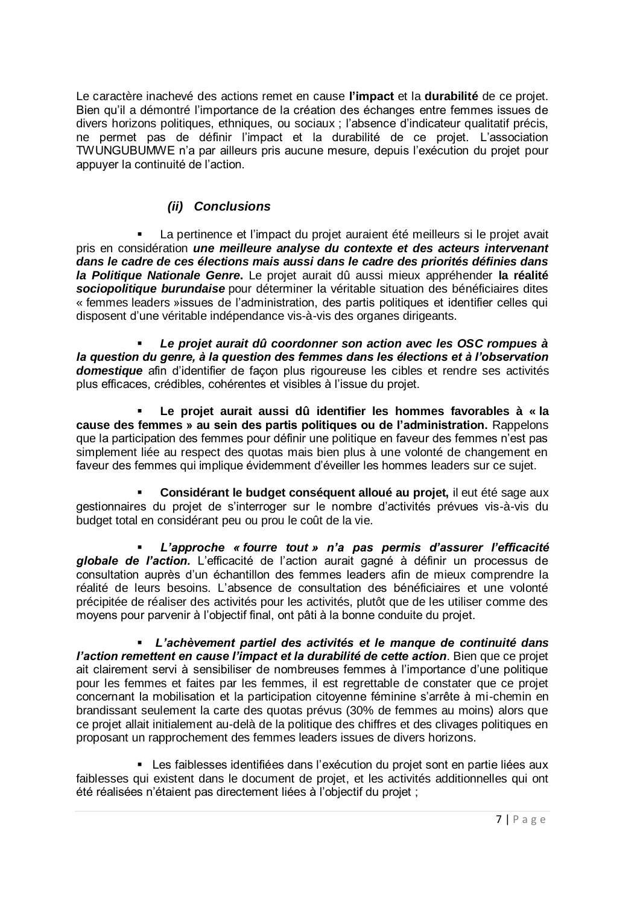Le caractère inachevé des actions remet en cause **l'impact** et la **durabilité** de ce projet. Bien qu'il a démontré l'importance de la création des échanges entre femmes issues de divers horizons politiques, ethniques, ou sociaux ; l'absence d'indicateur qualitatif précis, ne permet pas de définir l'impact et la durabilité de ce projet. L'association TWUNGUBUMWE n'a par ailleurs pris aucune mesure, depuis l'exécution du projet pour appuyer la continuité de l'action.

### *(ii) Conclusions*

- La pertinence et l'impact du projet auraient été meilleurs si le projet avait pris en considération ***une meilleure analyse du contexte et des acteurs intervenant dans le cadre de ces élections mais aussi dans le cadre des priorités définies dans la Politique Nationale Genre.*** Le projet aurait dû aussi mieux appréhender **la réalité *sociopolitique burundaise*** pour déterminer la véritable situation des bénéficiaires dites « femmes leaders »issues de l'administration, des partis politiques et identifier celles qui disposent d'une véritable indépendance vis-à-vis des organes dirigeants.

- ***Le projet aurait dû coordonner son action avec les OSC rompues à la question du genre, à la question des femmes dans les élections et à l'observation domestique*** afin d'identifier de façon plus rigoureuse les cibles et rendre ses activités plus efficaces, crédibles, cohérentes et visibles à l'issue du projet.

- **Le projet aurait aussi dû identifier les hommes favorables à « la cause des femmes » au sein des partis politiques ou de l'administration.** Rappelons que la participation des femmes pour définir une politique en faveur des femmes n'est pas simplement liée au respect des quotas mais bien plus à une volonté de changement en faveur des femmes qui implique évidemment d'éveiller les hommes leaders sur ce sujet.

- **Considérant le budget conséquent alloué au projet,** il eut été sage aux gestionnaires du projet de s'interroger sur le nombre d'activités prévues vis-à-vis du budget total en considérant peu ou prou le coût de la vie.

- ***L'approche « fourre tout » n'a pas permis d'assurer l'efficacité globale de l'action.*** L'efficacité de l'action aurait gagné à définir un processus de consultation auprès d'un échantillon des femmes leaders afin de mieux comprendre la réalité de leurs besoins. L'absence de consultation des bénéficiaires et une volonté précipitée de réaliser des activités pour les activités, plutôt que de les utiliser comme des moyens pour parvenir à l'objectif final, ont pâti à la bonne conduite du projet.

- ***L'achèvement partiel des activités et le manque de continuité dans l'action remettent en cause l'impact et la durabilité de cette action***. Bien que ce projet ait clairement servi à sensibiliser de nombreuses femmes à l'importance d'une politique pour les femmes et faites par les femmes, il est regrettable de constater que ce projet concernant la mobilisation et la participation citoyenne féminine s'arrête à mi-chemin en brandissant seulement la carte des quotas prévus (30% de femmes au moins) alors que ce projet allait initialement au-delà de la politique des chiffres et des clivages politiques en proposant un rapprochement des femmes leaders issues de divers horizons.

- Les faiblesses identifiées dans l'exécution du projet sont en partie liées aux faiblesses qui existent dans le document de projet, et les activités additionnelles qui ont été réalisées n'étaient pas directement liées à l'objectif du projet ;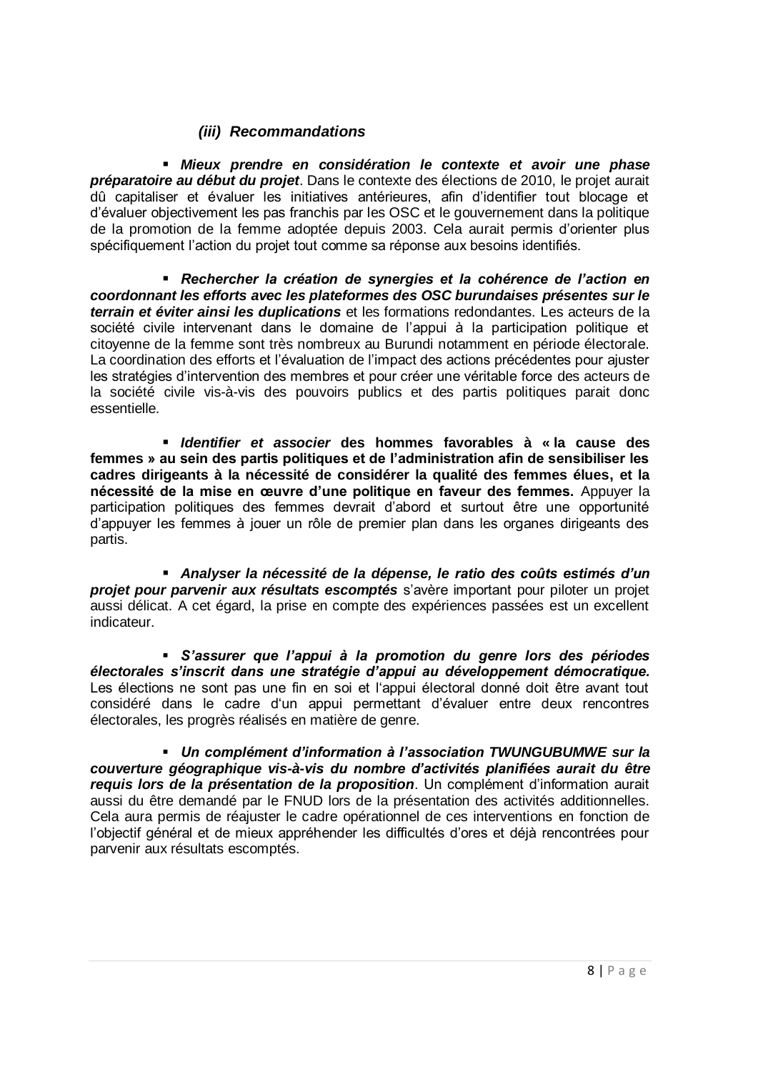### *(iii) Recommandations*

- ***Mieux prendre en considération le contexte et avoir une phase préparatoire au début du projet***. Dans le contexte des élections de 2010, le projet aurait dû capitaliser et évaluer les initiatives antérieures, afin d'identifier tout blocage et d'évaluer objectivement les pas franchis par les OSC et le gouvernement dans la politique de la promotion de la femme adoptée depuis 2003. Cela aurait permis d'orienter plus spécifiquement l'action du projet tout comme sa réponse aux besoins identifiés.

- ***Rechercher la création de synergies et la cohérence de l'action en coordonnant les efforts avec les plateformes des OSC burundaises présentes sur le terrain et éviter ainsi les duplications*** et les formations redondantes. Les acteurs de la société civile intervenant dans le domaine de l'appui à la participation politique et citoyenne de la femme sont très nombreux au Burundi notamment en période électorale. La coordination des efforts et l'évaluation de l'impact des actions précédentes pour ajuster les stratégies d'intervention des membres et pour créer une véritable force des acteurs de la société civile vis-à-vis des pouvoirs publics et des partis politiques parait donc essentielle.

- ***Identifier et associer* des hommes favorables à « la cause des femmes » au sein des partis politiques et de l'administration afin de sensibiliser les cadres dirigeants à la nécessité de considérer la qualité des femmes élues, et la nécessité de la mise en œuvre d'une politique en faveur des femmes.** Appuyer la participation politiques des femmes devrait d'abord et surtout être une opportunité d'appuyer les femmes à jouer un rôle de premier plan dans les organes dirigeants des partis.

- ***Analyser la nécessité de la dépense, le ratio des coûts estimés d'un projet pour parvenir aux résultats escomptés*** s'avère important pour piloter un projet aussi délicat. A cet égard, la prise en compte des expériences passées est un excellent indicateur.

- ***S'assurer que l'appui à la promotion du genre lors des périodes électorales s'inscrit dans une stratégie d'appui au développement démocratique.*** Les élections ne sont pas une fin en soi et l'appui électoral donné doit être avant tout considéré dans le cadre d'un appui permettant d'évaluer entre deux rencontres électorales, les progrès réalisés en matière de genre.

- ***Un complément d'information à l'association TWUNGUBUMWE sur la couverture géographique vis-à-vis du nombre d'activités planifiées aurait du être requis lors de la présentation de la proposition***. Un complément d'information aurait aussi du être demandé par le FNUD lors de la présentation des activités additionnelles. Cela aura permis de réajuster le cadre opérationnel de ces interventions en fonction de l'objectif général et de mieux appréhender les difficultés d'ores et déjà rencontrées pour parvenir aux résultats escomptés.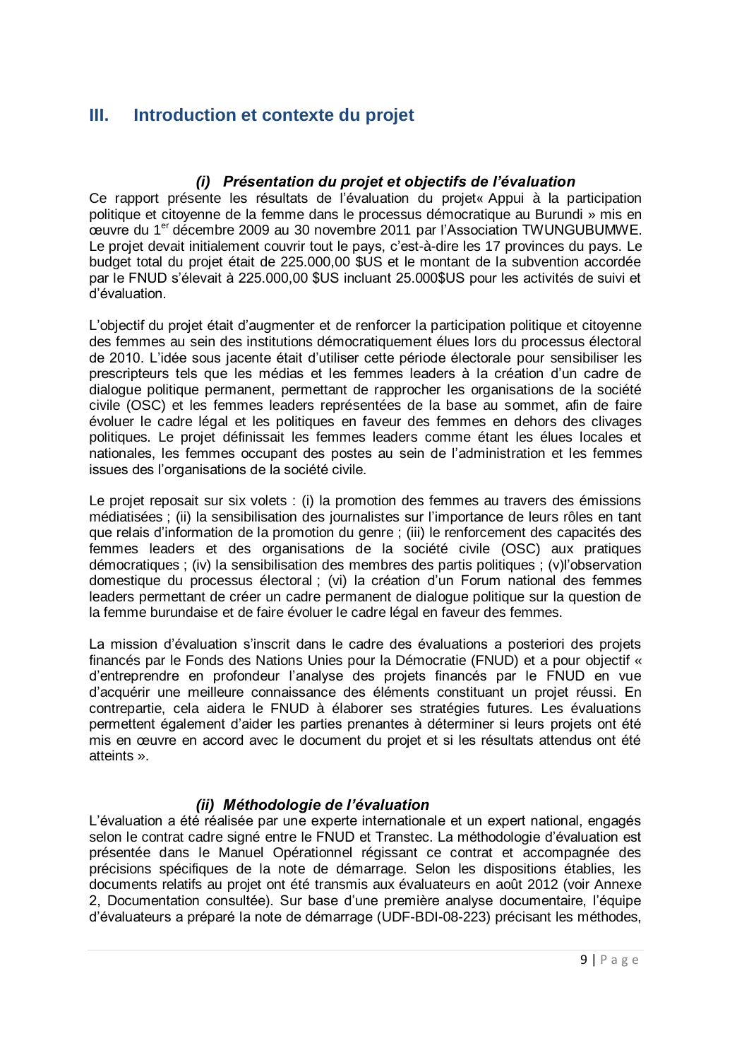## III. Introduction et contexte du projet

### *(i) Présentation du projet et objectifs de l'évaluation*

Ce rapport présente les résultats de l'évaluation du projet« Appui à la participation politique et citoyenne de la femme dans le processus démocratique au Burundi » mis en œuvre du 1er décembre 2009 au 30 novembre 2011 par l'Association TWUNGUBUMWE. Le projet devait initialement couvrir tout le pays, c'est-à-dire les 17 provinces du pays. Le budget total du projet était de 225.000,00 $US et le montant de la subvention accordée par le FNUD s'élevait à 225.000,00 $US incluant 25.000$US pour les activités de suivi et d'évaluation.

L'objectif du projet était d'augmenter et de renforcer la participation politique et citoyenne des femmes au sein des institutions démocratiquement élues lors du processus électoral de 2010. L'idée sous jacente était d'utiliser cette période électorale pour sensibiliser les prescripteurs tels que les médias et les femmes leaders à la création d'un cadre de dialogue politique permanent, permettant de rapprocher les organisations de la société civile (OSC) et les femmes leaders représentées de la base au sommet, afin de faire évoluer le cadre légal et les politiques en faveur des femmes en dehors des clivages politiques. Le projet définissait les femmes leaders comme étant les élues locales et nationales, les femmes occupant des postes au sein de l'administration et les femmes issues des l'organisations de la société civile.

Le projet reposait sur six volets : (i) la promotion des femmes au travers des émissions médiatisées ; (ii) la sensibilisation des journalistes sur l'importance de leurs rôles en tant que relais d'information de la promotion du genre ; (iii) le renforcement des capacités des femmes leaders et des organisations de la société civile (OSC) aux pratiques démocratiques ; (iv) la sensibilisation des membres des partis politiques ; (v)l'observation domestique du processus électoral ; (vi) la création d'un Forum national des femmes leaders permettant de créer un cadre permanent de dialogue politique sur la question de la femme burundaise et de faire évoluer le cadre légal en faveur des femmes.

La mission d'évaluation s'inscrit dans le cadre des évaluations a posteriori des projets financés par le Fonds des Nations Unies pour la Démocratie (FNUD) et a pour objectif « d'entreprendre en profondeur l'analyse des projets financés par le FNUD en vue d'acquérir une meilleure connaissance des éléments constituant un projet réussi. En contrepartie, cela aidera le FNUD à élaborer ses stratégies futures. Les évaluations permettent également d'aider les parties prenantes à déterminer si leurs projets ont été mis en œuvre en accord avec le document du projet et si les résultats attendus ont été atteints ».

### *(ii) Méthodologie de l'évaluation*

L'évaluation a été réalisée par une experte internationale et un expert national, engagés selon le contrat cadre signé entre le FNUD et Transtec. La méthodologie d'évaluation est présentée dans le Manuel Opérationnel régissant ce contrat et accompagnée des précisions spécifiques de la note de démarrage. Selon les dispositions établies, les documents relatifs au projet ont été transmis aux évaluateurs en août 2012 (voir Annexe 2, Documentation consultée). Sur base d'une première analyse documentaire, l'équipe d'évaluateurs a préparé la note de démarrage (UDF-BDI-08-223) précisant les méthodes,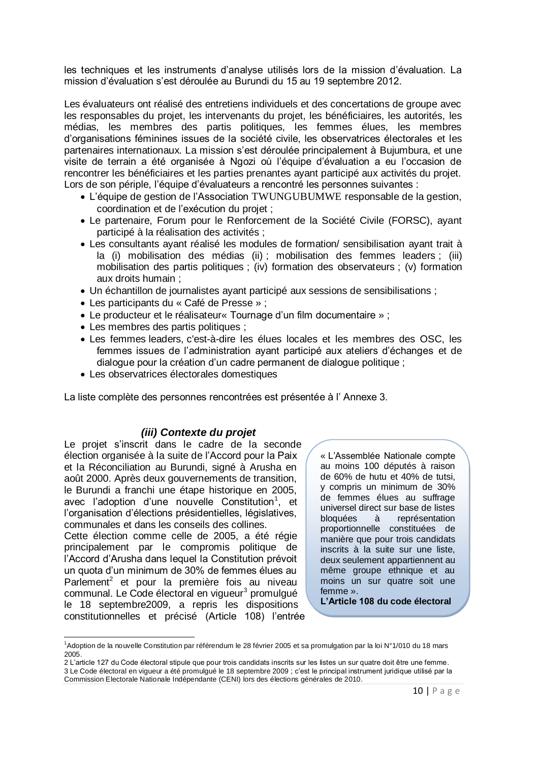les techniques et les instruments d'analyse utilisés lors de la mission d'évaluation. La mission d'évaluation s'est déroulée au Burundi du 15 au 19 septembre 2012.

Les évaluateurs ont réalisé des entretiens individuels et des concertations de groupe avec les responsables du projet, les intervenants du projet, les bénéficiaires, les autorités, les médias, les membres des partis politiques, les femmes élues, les membres d'organisations féminines issues de la société civile, les observatrices électorales et les partenaires internationaux. La mission s'est déroulée principalement à Bujumbura, et une visite de terrain a été organisée à Ngozi où l'équipe d'évaluation a eu l'occasion de rencontrer les bénéficiaires et les parties prenantes ayant participé aux activités du projet. Lors de son périple, l'équipe d'évaluateurs a rencontré les personnes suivantes :

- L'équipe de gestion de l'Association TWUNGUBUMWE responsable de la gestion, coordination et de l'exécution du projet ;
- Le partenaire, Forum pour le Renforcement de la Société Civile (FORSC), ayant participé à la réalisation des activités ;
- Les consultants ayant réalisé les modules de formation/ sensibilisation ayant trait à la (i) mobilisation des médias (ii) ; mobilisation des femmes leaders ; (iii) mobilisation des partis politiques ; (iv) formation des observateurs ; (v) formation aux droits humain ;
- Un échantillon de journalistes ayant participé aux sessions de sensibilisations ;
- Les participants du « Café de Presse » ;
- Le producteur et le réalisateur« Tournage d'un film documentaire » ;
- Les membres des partis politiques ;
- Les femmes leaders, c'est-à-dire les élues locales et les membres des OSC, les femmes issues de l'administration ayant participé aux ateliers d'échanges et de dialogue pour la création d'un cadre permanent de dialogue politique ;
- Les observatrices électorales domestiques

La liste complète des personnes rencontrées est présentée à l' Annexe 3.

### *(iii) Contexte du projet*

Le projet s'inscrit dans le cadre de la seconde élection organisée à la suite de l'Accord pour la Paix et la Réconciliation au Burundi, signé à Arusha en août 2000. Après deux gouvernements de transition, le Burundi a franchi une étape historique en 2005, avec l'adoption d'une nouvelle Constitution[1], et l'organisation d'élections présidentielles, législatives, communales et dans les conseils des collines.

Cette élection comme celle de 2005, a été régie principalement par le compromis politique de l'Accord d'Arusha dans lequel la Constitution prévoit un quota d'un minimum de 30% de femmes élues au Parlement[2] et pour la première fois au niveau communal. Le Code électoral en vigueur[3] promulgué le 18 septembre2009, a repris les dispositions constitutionnelles et précisé (Article 108) l'entrée

> « L'Assemblée Nationale compte au moins 100 députés à raison de 60% de hutu et 40% de tutsi, y compris un minimum de 30% de femmes élues au suffrage universel direct sur base de listes bloquées à représentation proportionnelle constituées de manière que pour trois candidats inscrits à la suite sur une liste, deux seulement appartiennent au même groupe ethnique et au moins un sur quatre soit une femme ».
> **L'Article 108 du code électoral**

---

[1] Adoption de la nouvelle Constitution par référendum le 28 février 2005 et sa promulgation par la loi N°1/010 du 18 mars 2005.

[2] L'article 127 du Code électoral stipule que pour trois candidats inscrits sur les listes un sur quatre doit être une femme.

[3] Le Code électoral en vigueur a été promulgué le 18 septembre 2009 ; c'est le principal instrument juridique utilisé par la Commission Electorale Nationale Indépendante (CENI) lors des élections générales de 2010.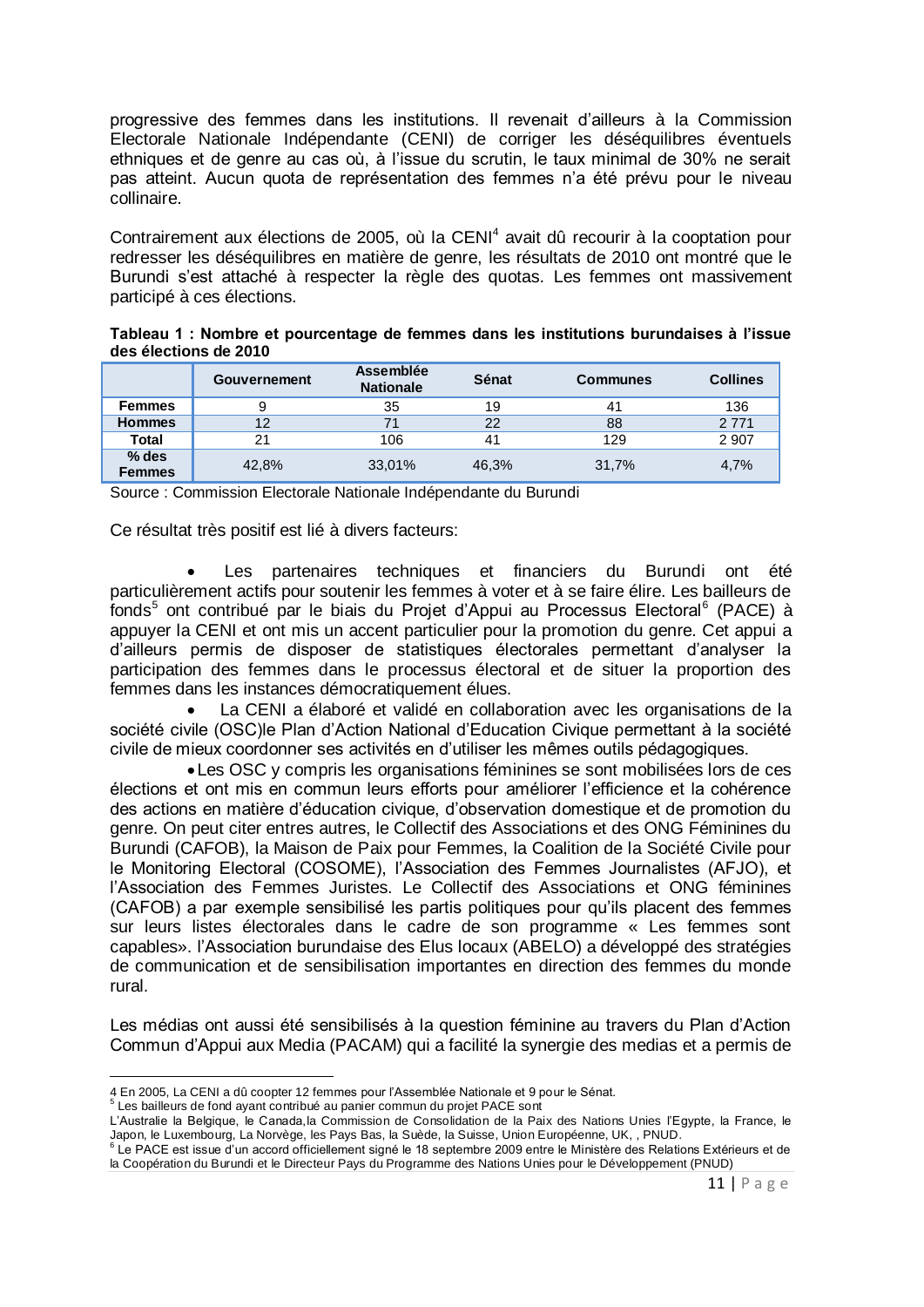progressive des femmes dans les institutions. Il revenait d'ailleurs à la Commission Electorale Nationale Indépendante (CENI) de corriger les déséquilibres éventuels ethniques et de genre au cas où, à l'issue du scrutin, le taux minimal de 30% ne serait pas atteint. Aucun quota de représentation des femmes n'a été prévu pour le niveau collinaire.

Contrairement aux élections de 2005, où la CENI[4] avait dû recourir à la cooptation pour redresser les déséquilibres en matière de genre, les résultats de 2010 ont montré que le Burundi s'est attaché à respecter la règle des quotas. Les femmes ont massivement participé à ces élections.

**Tableau 1 : Nombre et pourcentage de femmes dans les institutions burundaises à l'issue des élections de 2010**

| | Gouvernement | Assemblée Nationale | Sénat | Communes | Collines |
|---|---|---|---|---|---|
| **Femmes** | 9 | 35 | 19 | 41 | 136 |
| **Hommes** | 12 | 71 | 22 | 88 | 2 771 |
| **Total** | 21 | 106 | 41 | 129 | 2 907 |
| **% des Femmes** | 42,8% | 33,01% | 46,3% | 31,7% | 4,7% |

Source : Commission Electorale Nationale Indépendante du Burundi

Ce résultat très positif est lié à divers facteurs:

- Les partenaires techniques et financiers du Burundi ont été particulièrement actifs pour soutenir les femmes à voter et à se faire élire. Les bailleurs de fonds[5] ont contribué par le biais du Projet d'Appui au Processus Electoral[6] (PACE) à appuyer la CENI et ont mis un accent particulier pour la promotion du genre. Cet appui a d'ailleurs permis de disposer de statistiques électorales permettant d'analyser la participation des femmes dans le processus électoral et de situer la proportion des femmes dans les instances démocratiquement élues.
- La CENI a élaboré et validé en collaboration avec les organisations de la société civile (OSC)le Plan d'Action National d'Education Civique permettant à la société civile de mieux coordonner ses activités en d'utiliser les mêmes outils pédagogiques.
- Les OSC y compris les organisations féminines se sont mobilisées lors de ces élections et ont mis en commun leurs efforts pour améliorer l'efficience et la cohérence des actions en matière d'éducation civique, d'observation domestique et de promotion du genre. On peut citer entres autres, le Collectif des Associations et des ONG Féminines du Burundi (CAFOB), la Maison de Paix pour Femmes, la Coalition de la Société Civile pour le Monitoring Electoral (COSOME), l'Association des Femmes Journalistes (AFJO), et l'Association des Femmes Juristes. Le Collectif des Associations et ONG féminines (CAFOB) a par exemple sensibilisé les partis politiques pour qu'ils placent des femmes sur leurs listes électorales dans le cadre de son programme « Les femmes sont capables». l'Association burundaise des Elus locaux (ABELO) a développé des stratégies de communication et de sensibilisation importantes en direction des femmes du monde rural.

Les médias ont aussi été sensibilisés à la question féminine au travers du Plan d'Action Commun d'Appui aux Media (PACAM) qui a facilité la synergie des medias et a permis de

---

4 En 2005, La CENI a dû coopter 12 femmes pour l'Assemblée Nationale et 9 pour le Sénat.

5 Les bailleurs de fond ayant contribué au panier commun du projet PACE sont
L'Australie la Belgique, le Canada,la Commission de Consolidation de la Paix des Nations Unies l'Egypte, la France, le Japon, le Luxembourg, La Norvège, les Pays Bas, la Suède, la Suisse, Union Européenne, UK, , PNUD.

6 Le PACE est issue d'un accord officiellement signé le 18 septembre 2009 entre le Ministère des Relations Extérieurs et de la Coopération du Burundi et le Directeur Pays du Programme des Nations Unies pour le Développement (PNUD)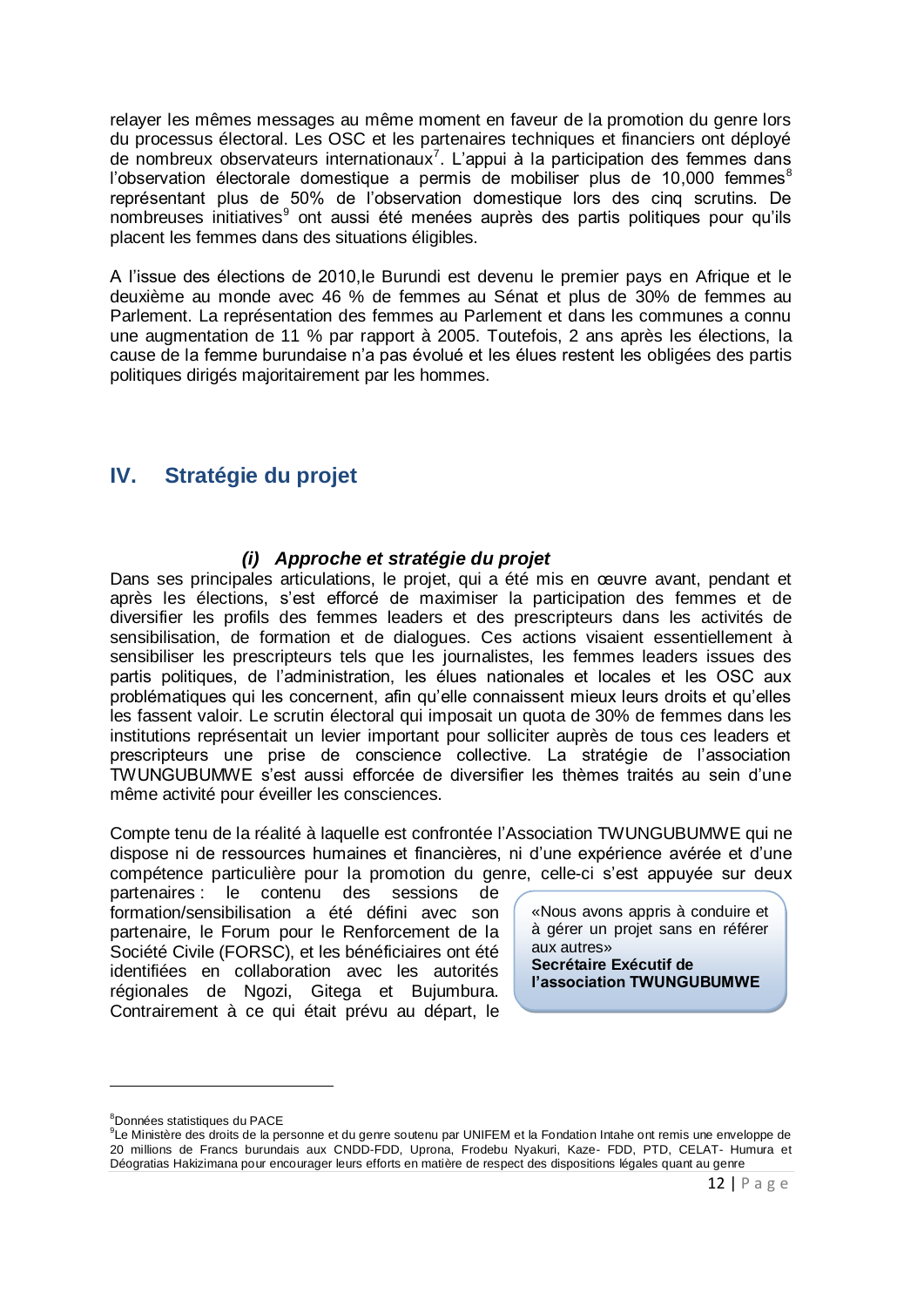relayer les mêmes messages au même moment en faveur de la promotion du genre lors du processus électoral. Les OSC et les partenaires techniques et financiers ont déployé de nombreux observateurs internationaux[7]. L'appui à la participation des femmes dans l'observation électorale domestique a permis de mobiliser plus de 10,000 femmes[8] représentant plus de 50% de l'observation domestique lors des cinq scrutins. De nombreuses initiatives[9] ont aussi été menées auprès des partis politiques pour qu'ils placent les femmes dans des situations éligibles.

A l'issue des élections de 2010,le Burundi est devenu le premier pays en Afrique et le deuxième au monde avec 46 % de femmes au Sénat et plus de 30% de femmes au Parlement. La représentation des femmes au Parlement et dans les communes a connu une augmentation de 11 % par rapport à 2005. Toutefois, 2 ans après les élections, la cause de la femme burundaise n'a pas évolué et les élues restent les obligées des partis politiques dirigés majoritairement par les hommes.

## IV. Stratégie du projet

### *(i) Approche et stratégie du projet*

Dans ses principales articulations, le projet, qui a été mis en œuvre avant, pendant et après les élections, s'est efforcé de maximiser la participation des femmes et de diversifier les profils des femmes leaders et des prescripteurs dans les activités de sensibilisation, de formation et de dialogues. Ces actions visaient essentiellement à sensibiliser les prescripteurs tels que les journalistes, les femmes leaders issues des partis politiques, de l'administration, les élues nationales et locales et les OSC aux problématiques qui les concernent, afin qu'elle connaissent mieux leurs droits et qu'elles les fassent valoir. Le scrutin électoral qui imposait un quota de 30% de femmes dans les institutions représentait un levier important pour solliciter auprès de tous ces leaders et prescripteurs une prise de conscience collective. La stratégie de l'association TWUNGUBUMWE s'est aussi efforcée de diversifier les thèmes traités au sein d'une même activité pour éveiller les consciences.

Compte tenu de la réalité à laquelle est confrontée l'Association TWUNGUBUMWE qui ne dispose ni de ressources humaines et financières, ni d'une expérience avérée et d'une compétence particulière pour la promotion du genre, celle-ci s'est appuyée sur deux partenaires : le contenu des sessions de formation/sensibilisation a été défini avec son partenaire, le Forum pour le Renforcement de la Société Civile (FORSC), et les bénéficiaires ont été identifiées en collaboration avec les autorités régionales de Ngozi, Gitega et Bujumbura. Contrairement à ce qui était prévu au départ, le

> «Nous avons appris à conduire et à gérer un projet sans en référer aux autres»
> **Secrétaire Exécutif de l'association TWUNGUBUMWE**

---

[8]Données statistiques du PACE

[9]Le Ministère des droits de la personne et du genre soutenu par UNIFEM et la Fondation Intahe ont remis une enveloppe de 20 millions de Francs burundais aux CNDD-FDD, Uprona, Frodebu Nyakuri, Kaze- FDD, PTD, CELAT- Humura et Déogratias Hakizimana pour encourager leurs efforts en matière de respect des dispositions légales quant au genre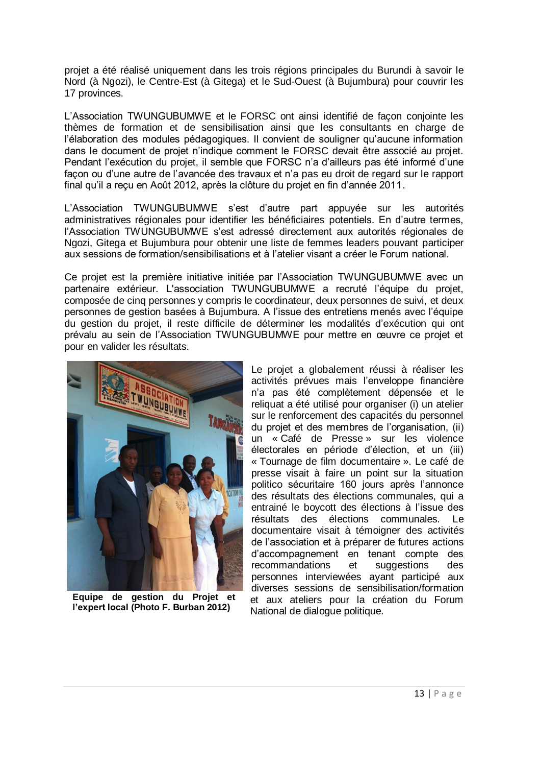projet a été réalisé uniquement dans les trois régions principales du Burundi à savoir le Nord (à Ngozi), le Centre-Est (à Gitega) et le Sud-Ouest (à Bujumbura) pour couvrir les 17 provinces.

L'Association TWUNGUBUMWE et le FORSC ont ainsi identifié de façon conjointe les thèmes de formation et de sensibilisation ainsi que les consultants en charge de l'élaboration des modules pédagogiques. Il convient de souligner qu'aucune information dans le document de projet n'indique comment le FORSC devait être associé au projet. Pendant l'exécution du projet, il semble que FORSC n'a d'ailleurs pas été informé d'une façon ou d'une autre de l'avancée des travaux et n'a pas eu droit de regard sur le rapport final qu'il a reçu en Août 2012, après la clôture du projet en fin d'année 2011.

L'Association TWUNGUBUMWE s'est d'autre part appuyée sur les autorités administratives régionales pour identifier les bénéficiaires potentiels. En d'autre termes, l'Association TWUNGUBUMWE s'est adressé directement aux autorités régionales de Ngozi, Gitega et Bujumbura pour obtenir une liste de femmes leaders pouvant participer aux sessions de formation/sensibilisations et à l'atelier visant a créer le Forum national.

Ce projet est la première initiative initiée par l'Association TWUNGUBUMWE avec un partenaire extérieur. L'association TWUNGUBUMWE a recruté l'équipe du projet, composée de cinq personnes y compris le coordinateur, deux personnes de suivi, et deux personnes de gestion basées à Bujumbura. A l'issue des entretiens menés avec l'équipe du gestion du projet, il reste difficile de déterminer les modalités d'exécution qui ont prévalu au sein de l'Association TWUNGUBUMWE pour mettre en œuvre ce projet et pour en valider les résultats.

**Equipe de gestion du Projet et l'expert local (Photo F. Burban 2012)**

Le projet a globalement réussi à réaliser les activités prévues mais l'enveloppe financière n'a pas été complètement dépensée et le reliquat a été utilisé pour organiser (i) un atelier sur le renforcement des capacités du personnel du projet et des membres de l'organisation, (ii) un « Café de Presse » sur les violence électorales en période d'élection, et un (iii) « Tournage de film documentaire ». Le café de presse visait à faire un point sur la situation politico sécuritaire 160 jours après l'annonce des résultats des élections communales, qui a entrainé le boycott des élections à l'issue des résultats des élections communales. Le documentaire visait à témoigner des activités de l'association et à préparer de futures actions d'accompagnement en tenant compte des recommandations et suggestions des personnes interviewées ayant participé aux diverses sessions de sensibilisation/formation et aux ateliers pour la création du Forum National de dialogue politique.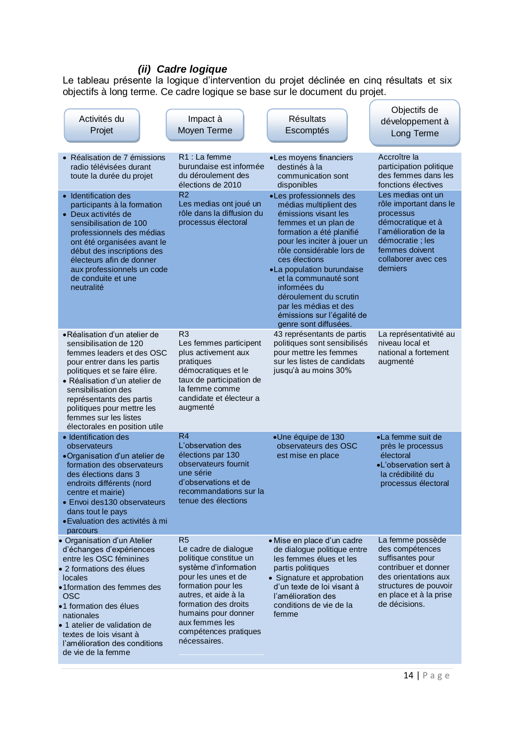### *(ii) Cadre logique*

Le tableau présente la logique d'intervention du projet déclinée en cinq résultats et six objectifs à long terme. Ce cadre logique se base sur le document du projet.

| Activités du Projet | Impact à Moyen Terme | Résultats Escomptés | Objectifs de développement à Long Terme |
|---|---|---|---|
| • Réalisation de 7 émissions radio télévisées durant toute la durée du projet | R1 : La femme burundaise est informée du déroulement des élections de 2010 | • Les moyens financiers destinés à la communication sont disponibles | Accroître la participation politique des femmes dans les fonctions électives |
| • Identification des participants à la formation<br>• Deux activités de sensibilisation de 100 professionnels des médias ont été organisées avant le début des inscriptions des électeurs afin de donner aux professionnels un code de conduite et une neutralité | R2<br>Les medias ont joué un rôle dans la diffusion du processus électoral | • Les professionnels des médias multiplient des émissions visant les femmes et un plan de formation a été planifié pour les inciter à jouer un rôle considérable lors de ces élections<br>• La population burundaise et la communauté sont informées du déroulement du scrutin par les médias et des émissions sur l'égalité de genre sont diffusées. | Les medias ont un rôle important dans le processus démocratique et à l'amélioration de la démocratie ; les femmes doivent collaborer avec ces derniers |
| • Réalisation d'un atelier de sensibilisation de 120 femmes leaders et des OSC pour entrer dans les partis politiques et se faire élire.<br>• Réalisation d'un atelier de sensibilisation des représentants des partis politiques pour mettre les femmes sur les listes électorales en position utile | R3<br>Les femmes participent plus activement aux pratiques démocratiques et le taux de participation de la femme comme candidate et électeur a augmenté | 43 représentants de partis politiques sont sensibilisés pour mettre les femmes sur les listes de candidats jusqu'à au moins 30% | La représentativité au niveau local et national a fortement augmenté |
| • Identification des observateurs<br>• Organisation d'un atelier de formation des observateurs des élections dans 3 endroits différents (nord centre et mairie)<br>• Envoi des130 observateurs dans tout le pays<br>• Evaluation des activités à mi parcours | R4<br>L'observation des élections par 130 observateurs fournit une série d'observations et de recommandations sur la tenue des élections | • Une équipe de 130 observateurs des OSC est mise en place | • La femme suit de près le processus électoral<br>• L'observation sert à la crédibilité du processus électoral |
| • Organisation d'un Atelier d'échanges d'expériences entre les OSC féminines<br>• 2 formations des élues locales<br>• 1formation des femmes des OSC<br>• 1 formation des élues nationales<br>• 1 atelier de validation de textes de lois visant à l'amélioration des conditions de vie de la femme | R5<br>Le cadre de dialogue politique constitue un système d'information pour les unes et de formation pour les autres, et aide à la formation des droits humains pour donner aux femmes les compétences pratiques nécessaires. | • Mise en place d'un cadre de dialogue politique entre les femmes élues et les partis politiques<br>• Signature et approbation d'un texte de loi visant à l'amélioration des conditions de vie de la femme | La femme possède des compétences suffisantes pour contribuer et donner des orientations aux structures de pouvoir en place et à la prise de décisions. |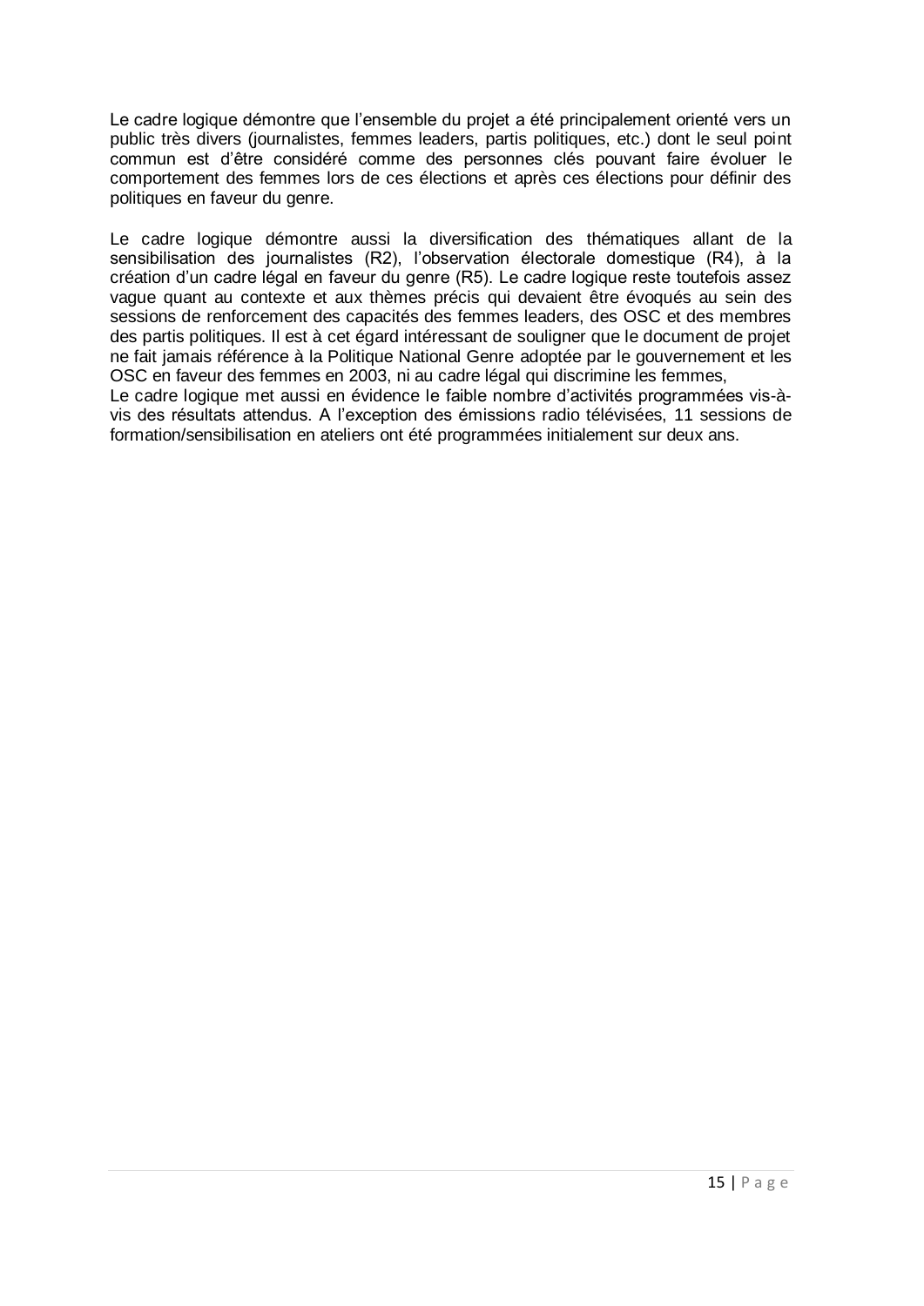Le cadre logique démontre que l'ensemble du projet a été principalement orienté vers un public très divers (journalistes, femmes leaders, partis politiques, etc.) dont le seul point commun est d'être considéré comme des personnes clés pouvant faire évoluer le comportement des femmes lors de ces élections et après ces élections pour définir des politiques en faveur du genre.

Le cadre logique démontre aussi la diversification des thématiques allant de la sensibilisation des journalistes (R2), l'observation électorale domestique (R4), à la création d'un cadre légal en faveur du genre (R5). Le cadre logique reste toutefois assez vague quant au contexte et aux thèmes précis qui devaient être évoqués au sein des sessions de renforcement des capacités des femmes leaders, des OSC et des membres des partis politiques. Il est à cet égard intéressant de souligner que le document de projet ne fait jamais référence à la Politique National Genre adoptée par le gouvernement et les OSC en faveur des femmes en 2003, ni au cadre légal qui discrimine les femmes,
Le cadre logique met aussi en évidence le faible nombre d'activités programmées vis-à-vis des résultats attendus. A l'exception des émissions radio télévisées, 11 sessions de formation/sensibilisation en ateliers ont été programmées initialement sur deux ans.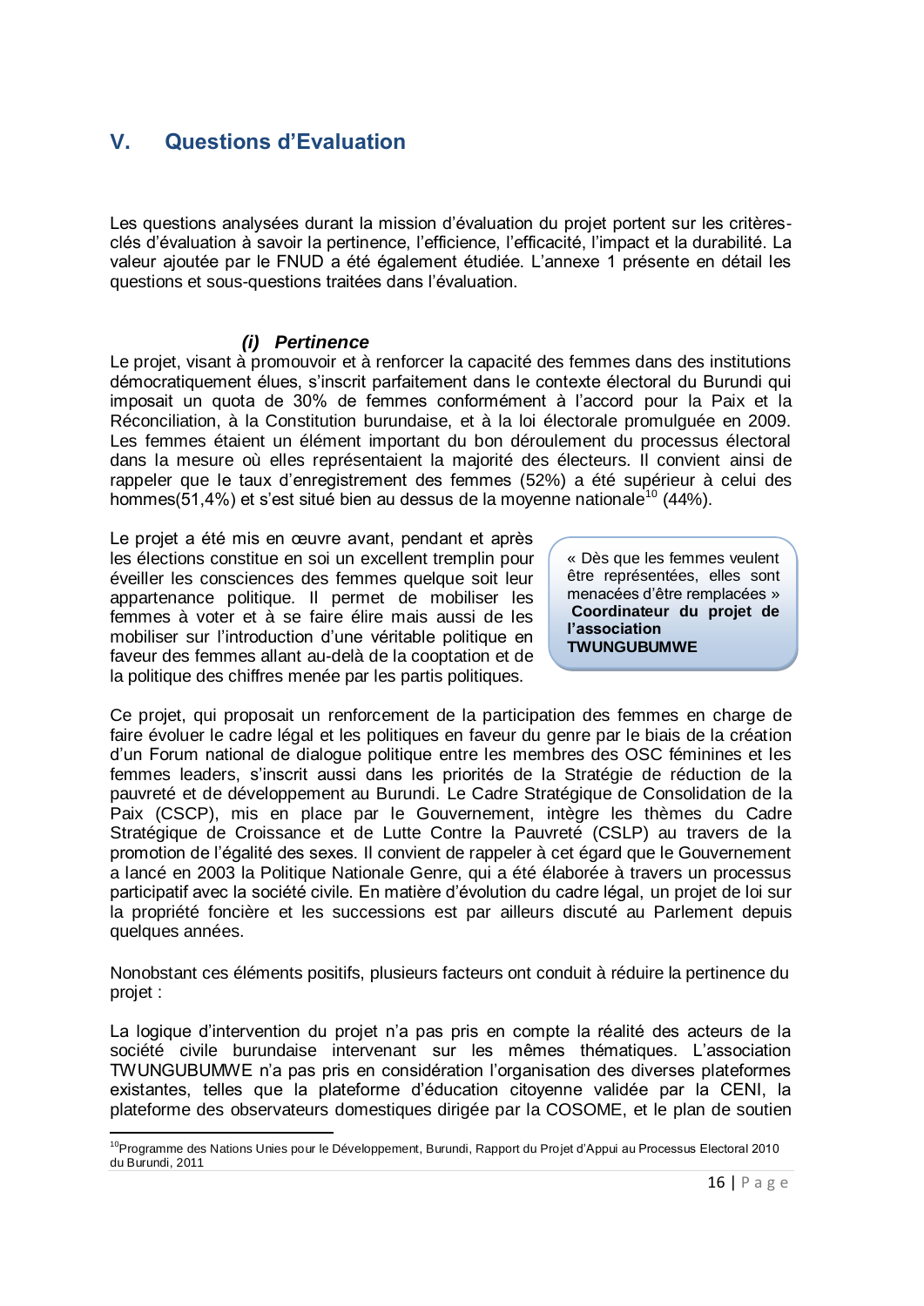# V. Questions d'Evaluation

Les questions analysées durant la mission d'évaluation du projet portent sur les critères-clés d'évaluation à savoir la pertinence, l'efficience, l'efficacité, l'impact et la durabilité. La valeur ajoutée par le FNUD a été également étudiée. L'annexe 1 présente en détail les questions et sous-questions traitées dans l'évaluation.

### *(i) Pertinence*

Le projet, visant à promouvoir et à renforcer la capacité des femmes dans des institutions démocratiquement élues, s'inscrit parfaitement dans le contexte électoral du Burundi qui imposait un quota de 30% de femmes conformément à l'accord pour la Paix et la Réconciliation, à la Constitution burundaise, et à la loi électorale promulguée en 2009. Les femmes étaient un élément important du bon déroulement du processus électoral dans la mesure où elles représentaient la majorité des électeurs. Il convient ainsi de rappeler que le taux d'enregistrement des femmes (52%) a été supérieur à celui des hommes(51,4%) et s'est situé bien au dessus de la moyenne nationale[10] (44%).

Le projet a été mis en œuvre avant, pendant et après les élections constitue en soi un excellent tremplin pour éveiller les consciences des femmes quelque soit leur appartenance politique. Il permet de mobiliser les femmes à voter et à se faire élire mais aussi de les mobiliser sur l'introduction d'une véritable politique en faveur des femmes allant au-delà de la cooptation et de la politique des chiffres menée par les partis politiques.

> « Dès que les femmes veulent être représentées, elles sont menacées d'être remplacées »
> **Coordinateur du projet de l'association TWUNGUBUMWE**

Ce projet, qui proposait un renforcement de la participation des femmes en charge de faire évoluer le cadre légal et les politiques en faveur du genre par le biais de la création d'un Forum national de dialogue politique entre les membres des OSC féminines et les femmes leaders, s'inscrit aussi dans les priorités de la Stratégie de réduction de la pauvreté et de développement au Burundi. Le Cadre Stratégique de Consolidation de la Paix (CSCP), mis en place par le Gouvernement, intègre les thèmes du Cadre Stratégique de Croissance et de Lutte Contre la Pauvreté (CSLP) au travers de la promotion de l'égalité des sexes. Il convient de rappeler à cet égard que le Gouvernement a lancé en 2003 la Politique Nationale Genre, qui a été élaborée à travers un processus participatif avec la société civile. En matière d'évolution du cadre légal, un projet de loi sur la propriété foncière et les successions est par ailleurs discuté au Parlement depuis quelques années.

Nonobstant ces éléments positifs, plusieurs facteurs ont conduit à réduire la pertinence du projet :

La logique d'intervention du projet n'a pas pris en compte la réalité des acteurs de la société civile burundaise intervenant sur les mêmes thématiques. L'association TWUNGUBUMWE n'a pas pris en considération l'organisation des diverses plateformes existantes, telles que la plateforme d'éducation citoyenne validée par la CENI, la plateforme des observateurs domestiques dirigée par la COSOME, et le plan de soutien

---

[10] Programme des Nations Unies pour le Développement, Burundi, Rapport du Projet d'Appui au Processus Electoral 2010 du Burundi, 2011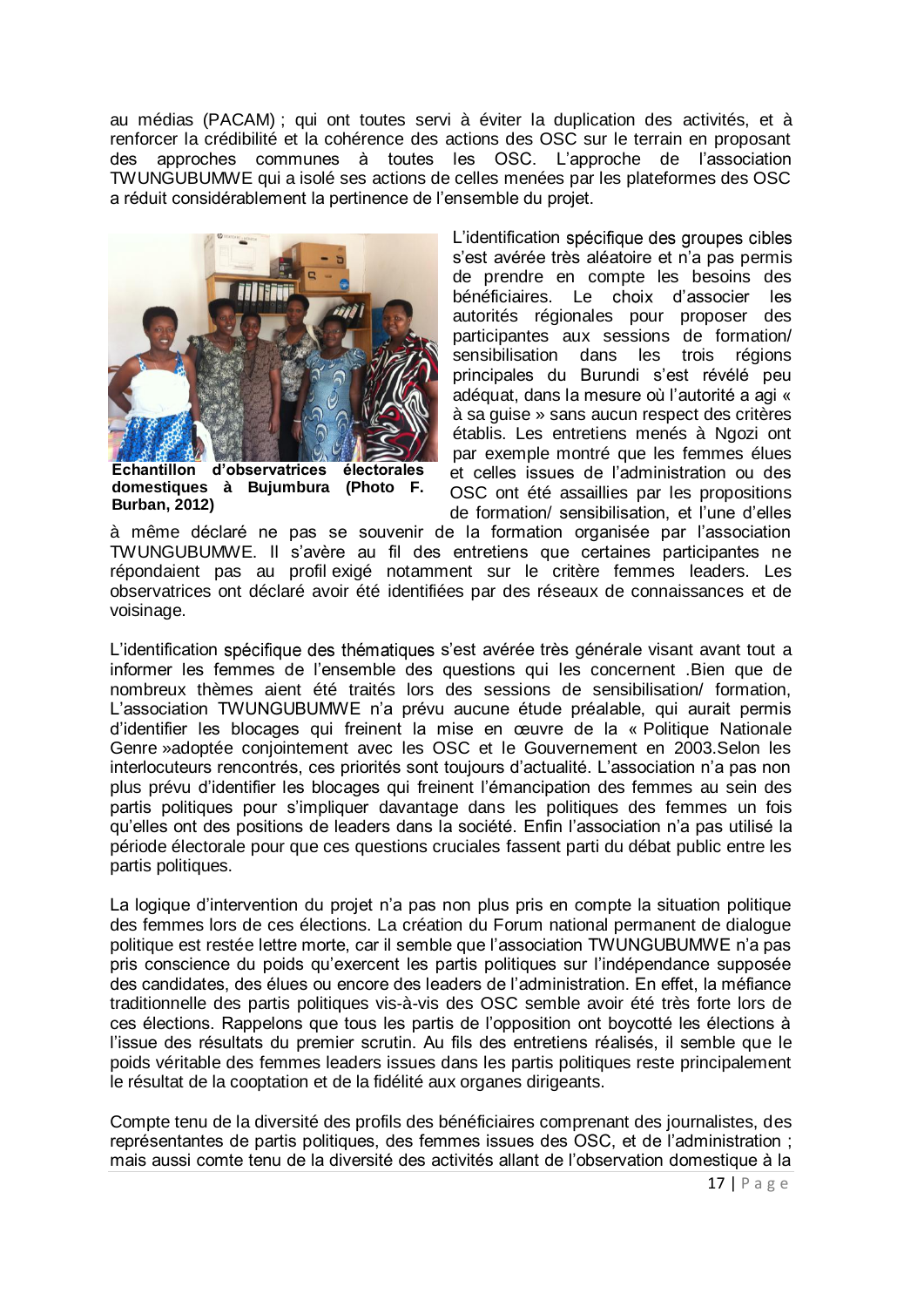au médias (PACAM) ; qui ont toutes servi à éviter la duplication des activités, et à renforcer la crédibilité et la cohérence des actions des OSC sur le terrain en proposant des approches communes à toutes les OSC. L'approche de l'association TWUNGUBUMWE qui a isolé ses actions de celles menées par les plateformes des OSC a réduit considérablement la pertinence de l'ensemble du projet.

**Echantillon d'observatrices électorales domestiques à Bujumbura (Photo F. Burban, 2012)**

L'identification spécifique des groupes cibles s'est avérée très aléatoire et n'a pas permis de prendre en compte les besoins des bénéficiaires. Le choix d'associer les autorités régionales pour proposer des participantes aux sessions de formation/ sensibilisation dans les trois régions principales du Burundi s'est révélé peu adéquat, dans la mesure où l'autorité a agi « à sa guise » sans aucun respect des critères établis. Les entretiens menés à Ngozi ont par exemple montré que les femmes élues et celles issues de l'administration ou des OSC ont été assaillies par les propositions de formation/ sensibilisation, et l'une d'elles à même déclaré ne pas se souvenir de la formation organisée par l'association TWUNGUBUMWE. Il s'avère au fil des entretiens que certaines participantes ne répondaient pas au profil exigé notamment sur le critère femmes leaders. Les observatrices ont déclaré avoir été identifiées par des réseaux de connaissances et de voisinage.

L'identification spécifique des thématiques s'est avérée très générale visant avant tout a informer les femmes de l'ensemble des questions qui les concernent .Bien que de nombreux thèmes aient été traités lors des sessions de sensibilisation/ formation, L'association TWUNGUBUMWE n'a prévu aucune étude préalable, qui aurait permis d'identifier les blocages qui freinent la mise en œuvre de la « Politique Nationale Genre »adoptée conjointement avec les OSC et le Gouvernement en 2003.Selon les interlocuteurs rencontrés, ces priorités sont toujours d'actualité. L'association n'a pas non plus prévu d'identifier les blocages qui freinent l'émancipation des femmes au sein des partis politiques pour s'impliquer davantage dans les politiques des femmes un fois qu'elles ont des positions de leaders dans la société. Enfin l'association n'a pas utilisé la période électorale pour que ces questions cruciales fassent parti du débat public entre les partis politiques.

La logique d'intervention du projet n'a pas non plus pris en compte la situation politique des femmes lors de ces élections. La création du Forum national permanent de dialogue politique est restée lettre morte, car il semble que l'association TWUNGUBUMWE n'a pas pris conscience du poids qu'exercent les partis politiques sur l'indépendance supposée des candidates, des élues ou encore des leaders de l'administration. En effet, la méfiance traditionnelle des partis politiques vis-à-vis des OSC semble avoir été très forte lors de ces élections. Rappelons que tous les partis de l'opposition ont boycotté les élections à l'issue des résultats du premier scrutin. Au fils des entretiens réalisés, il semble que le poids véritable des femmes leaders issues dans les partis politiques reste principalement le résultat de la cooptation et de la fidélité aux organes dirigeants.

Compte tenu de la diversité des profils des bénéficiaires comprenant des journalistes, des représentantes de partis politiques, des femmes issues des OSC, et de l'administration ; mais aussi comte tenu de la diversité des activités allant de l'observation domestique à la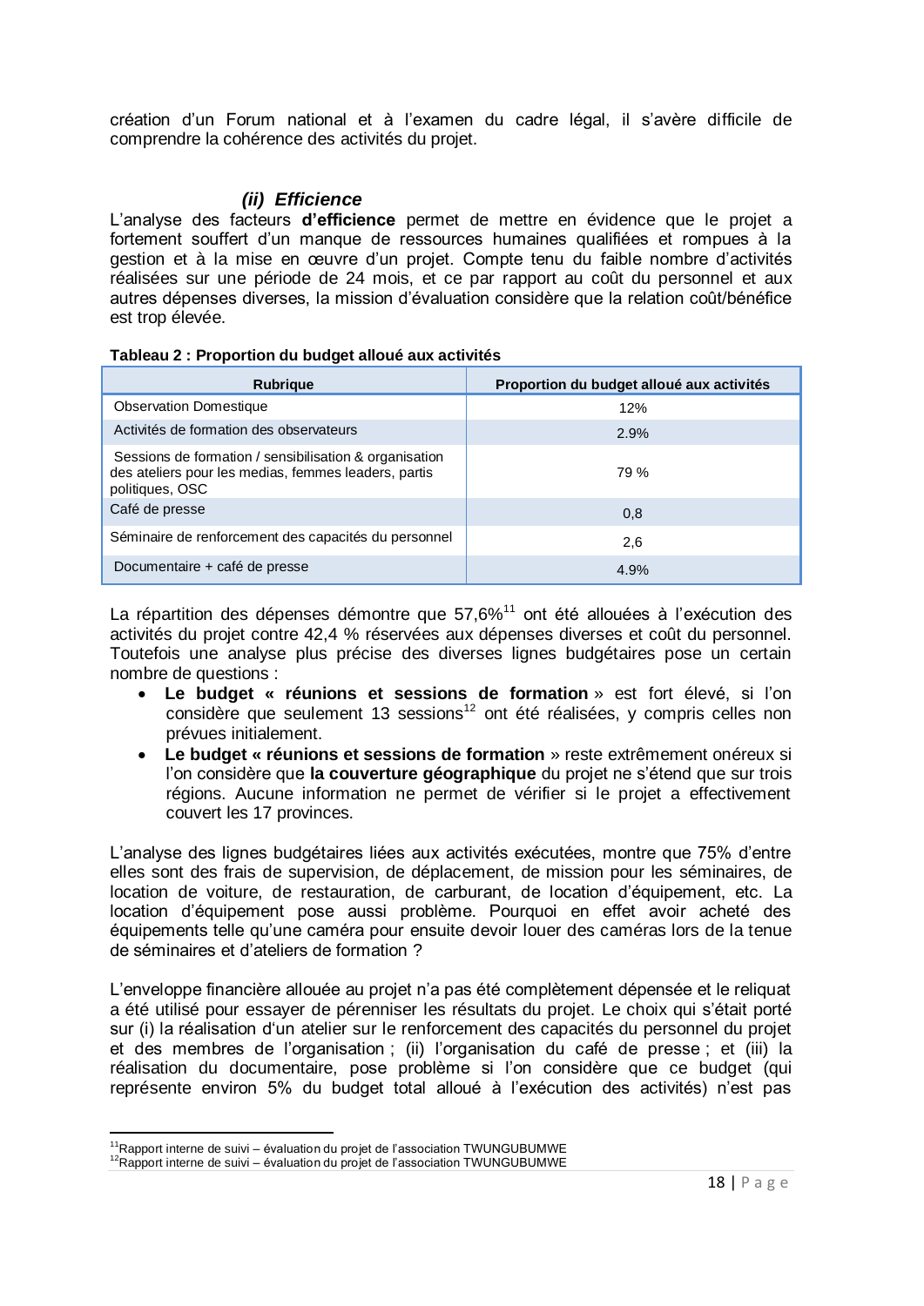création d'un Forum national et à l'examen du cadre légal, il s'avère difficile de comprendre la cohérence des activités du projet.

### *(ii) Efficience*

L'analyse des facteurs **d'efficience** permet de mettre en évidence que le projet a fortement souffert d'un manque de ressources humaines qualifiées et rompues à la gestion et à la mise en œuvre d'un projet. Compte tenu du faible nombre d'activités réalisées sur une période de 24 mois, et ce par rapport au coût du personnel et aux autres dépenses diverses, la mission d'évaluation considère que la relation coût/bénéfice est trop élevée.

**Tableau 2 : Proportion du budget alloué aux activités**

| Rubrique | Proportion du budget alloué aux activités |
|---|---|
| Observation Domestique | 12% |
| Activités de formation des observateurs | 2.9% |
| Sessions de formation / sensibilisation & organisation des ateliers pour les medias, femmes leaders, partis politiques, OSC | 79 % |
| Café de presse | 0,8 |
| Séminaire de renforcement des capacités du personnel | 2,6 |
| Documentaire + café de presse | 4.9% |

La répartition des dépenses démontre que 57,6%[11] ont été allouées à l'exécution des activités du projet contre 42,4 % réservées aux dépenses diverses et coût du personnel. Toutefois une analyse plus précise des diverses lignes budgétaires pose un certain nombre de questions :

- **Le budget « réunions et sessions de formation** » est fort élevé, si l'on considère que seulement 13 sessions[12] ont été réalisées, y compris celles non prévues initialement.
- **Le budget « réunions et sessions de formation** » reste extrêmement onéreux si l'on considère que **la couverture géographique** du projet ne s'étend que sur trois régions. Aucune information ne permet de vérifier si le projet a effectivement couvert les 17 provinces.

L'analyse des lignes budgétaires liées aux activités exécutées, montre que 75% d'entre elles sont des frais de supervision, de déplacement, de mission pour les séminaires, de location de voiture, de restauration, de carburant, de location d'équipement, etc. La location d'équipement pose aussi problème. Pourquoi en effet avoir acheté des équipements telle qu'une caméra pour ensuite devoir louer des caméras lors de la tenue de séminaires et d'ateliers de formation ?

L'enveloppe financière allouée au projet n'a pas été complètement dépensée et le reliquat a été utilisé pour essayer de pérenniser les résultats du projet. Le choix qui s'était porté sur (i) la réalisation d'un atelier sur le renforcement des capacités du personnel du projet et des membres de l'organisation ; (ii) l'organisation du café de presse ; et (iii) la réalisation du documentaire, pose problème si l'on considère que ce budget (qui représente environ 5% du budget total alloué à l'exécution des activités) n'est pas

---

[11] Rapport interne de suivi – évaluation du projet de l'association TWUNGUBUMWE

[12] Rapport interne de suivi – évaluation du projet de l'association TWUNGUBUMWE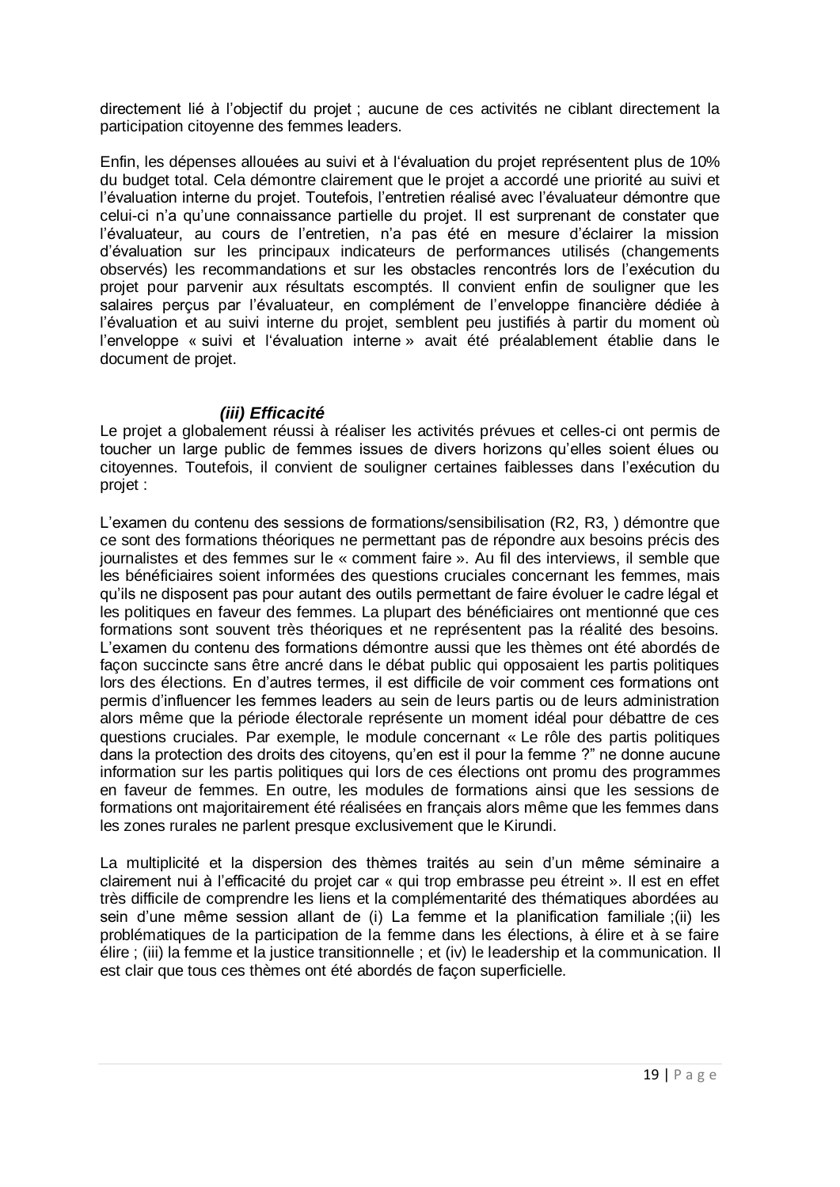directement lié à l'objectif du projet ; aucune de ces activités ne ciblant directement la participation citoyenne des femmes leaders.

Enfin, les dépenses allouées au suivi et à l'évaluation du projet représentent plus de 10% du budget total. Cela démontre clairement que le projet a accordé une priorité au suivi et l'évaluation interne du projet. Toutefois, l'entretien réalisé avec l'évaluateur démontre que celui-ci n'a qu'une connaissance partielle du projet. Il est surprenant de constater que l'évaluateur, au cours de l'entretien, n'a pas été en mesure d'éclairer la mission d'évaluation sur les principaux indicateurs de performances utilisés (changements observés) les recommandations et sur les obstacles rencontrés lors de l'exécution du projet pour parvenir aux résultats escomptés. Il convient enfin de souligner que les salaires perçus par l'évaluateur, en complément de l'enveloppe financière dédiée à l'évaluation et au suivi interne du projet, semblent peu justifiés à partir du moment où l'enveloppe « suivi et l'évaluation interne » avait été préalablement établie dans le document de projet.

#### *(iii) Efficacité*

Le projet a globalement réussi à réaliser les activités prévues et celles-ci ont permis de toucher un large public de femmes issues de divers horizons qu'elles soient élues ou citoyennes. Toutefois, il convient de souligner certaines faiblesses dans l'exécution du projet :

L'examen du contenu des sessions de formations/sensibilisation (R2, R3, ) démontre que ce sont des formations théoriques ne permettant pas de répondre aux besoins précis des journalistes et des femmes sur le « comment faire ». Au fil des interviews, il semble que les bénéficiaires soient informées des questions cruciales concernant les femmes, mais qu'ils ne disposent pas pour autant des outils permettant de faire évoluer le cadre légal et les politiques en faveur des femmes. La plupart des bénéficiaires ont mentionné que ces formations sont souvent très théoriques et ne représentent pas la réalité des besoins. L'examen du contenu des formations démontre aussi que les thèmes ont été abordés de façon succincte sans être ancré dans le débat public qui opposaient les partis politiques lors des élections. En d'autres termes, il est difficile de voir comment ces formations ont permis d'influencer les femmes leaders au sein de leurs partis ou de leurs administration alors même que la période électorale représente un moment idéal pour débattre de ces questions cruciales. Par exemple, le module concernant « Le rôle des partis politiques dans la protection des droits des citoyens, qu'en est il pour la femme ?" ne donne aucune information sur les partis politiques qui lors de ces élections ont promu des programmes en faveur de femmes. En outre, les modules de formations ainsi que les sessions de formations ont majoritairement été réalisées en français alors même que les femmes dans les zones rurales ne parlent presque exclusivement que le Kirundi.

La multiplicité et la dispersion des thèmes traités au sein d'un même séminaire a clairement nui à l'efficacité du projet car « qui trop embrasse peu étreint ». Il est en effet très difficile de comprendre les liens et la complémentarité des thématiques abordées au sein d'une même session allant de (i) La femme et la planification familiale ;(ii) les problématiques de la participation de la femme dans les élections, à élire et à se faire élire ; (iii) la femme et la justice transitionnelle ; et (iv) le leadership et la communication. Il est clair que tous ces thèmes ont été abordés de façon superficielle.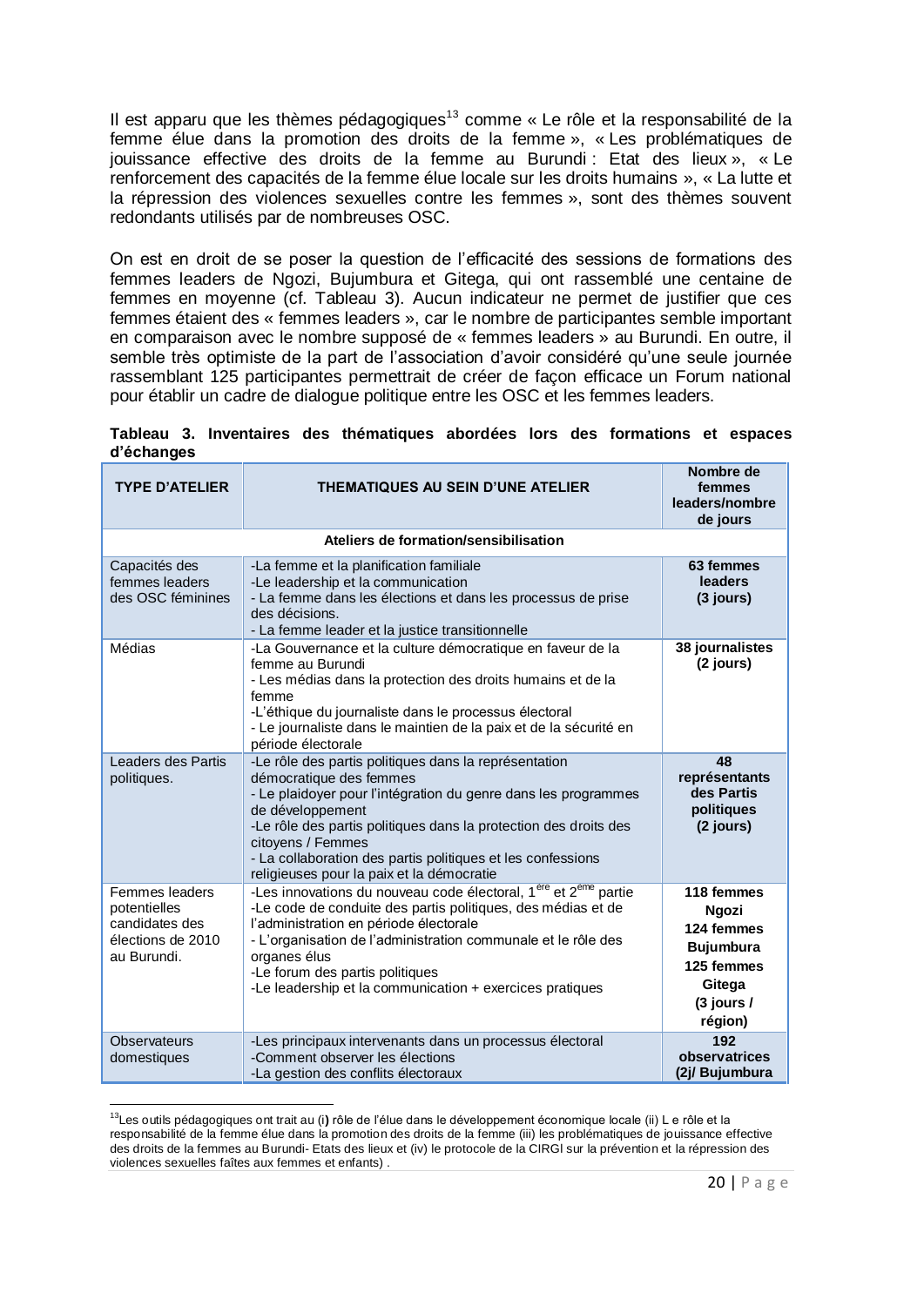Il est apparu que les thèmes pédagogiques[13] comme « Le rôle et la responsabilité de la femme élue dans la promotion des droits de la femme », « Les problématiques de jouissance effective des droits de la femme au Burundi : Etat des lieux », « Le renforcement des capacités de la femme élue locale sur les droits humains », « La lutte et la répression des violences sexuelles contre les femmes », sont des thèmes souvent redondants utilisés par de nombreuses OSC.

On est en droit de se poser la question de l'efficacité des sessions de formations des femmes leaders de Ngozi, Bujumbura et Gitega, qui ont rassemblé une centaine de femmes en moyenne (cf. Tableau 3). Aucun indicateur ne permet de justifier que ces femmes étaient des « femmes leaders », car le nombre de participantes semble important en comparaison avec le nombre supposé de « femmes leaders » au Burundi. En outre, il semble très optimiste de la part de l'association d'avoir considéré qu'une seule journée rassemblant 125 participantes permettrait de créer de façon efficace un Forum national pour établir un cadre de dialogue politique entre les OSC et les femmes leaders.

**Tableau 3. Inventaires des thématiques abordées lors des formations et espaces d'échanges**

| TYPE D'ATELIER | THEMATIQUES AU SEIN D'UNE ATELIER | Nombre de femmes leaders/nombre de jours |
|---|---|---|
| **Ateliers de formation/sensibilisation** | | |
| Capacités des femmes leaders des OSC féminines | -La femme et la planification familiale<br>-Le leadership et la communication<br>- La femme dans les élections et dans les processus de prise des décisions.<br>- La femme leader et la justice transitionnelle | **63 femmes leaders (3 jours)** |
| Médias | -La Gouvernance et la culture démocratique en faveur de la femme au Burundi<br>- Les médias dans la protection des droits humains et de la femme<br>-L'éthique du journaliste dans le processus électoral<br>- Le journaliste dans le maintien de la paix et de la sécurité en période électorale | **38 journalistes (2 jours)** |
| Leaders des Partis politiques. | -Le rôle des partis politiques dans la représentation démocratique des femmes<br>- Le plaidoyer pour l'intégration du genre dans les programmes de développement<br>-Le rôle des partis politiques dans la protection des droits des citoyens / Femmes<br>- La collaboration des partis politiques et les confessions religieuses pour la paix et la démocratie | **48 représentants des Partis politiques (2 jours)** |
| Femmes leaders potentielles candidates des élections de 2010 au Burundi. | -Les innovations du nouveau code électoral, 1ère et 2ème partie<br>-Le code de conduite des partis politiques, des médias et de l'administration en période électorale<br>- L'organisation de l'administration communale et le rôle des organes élus<br>-Le forum des partis politiques<br>-Le leadership et la communication + exercices pratiques | **118 femmes Ngozi<br>124 femmes Bujumbura<br>125 femmes Gitega<br>(3 jours / région)** |
| Observateurs domestiques | -Les principaux intervenants dans un processus électoral<br>-Comment observer les élections<br>-La gestion des conflits électoraux | **192 observatrices (2j/ Bujumbura** |

[13] Les outils pédagogiques ont trait au (i) rôle de l'élue dans le développement économique locale (ii) L e rôle et la responsabilité de la femme élue dans la promotion des droits de la femme (iii) les problématiques de jouissance effective des droits de la femmes au Burundi- Etats des lieux et (iv) le protocole de la CIRGI sur la prévention et la répression des violences sexuelles faîtes aux femmes et enfants) .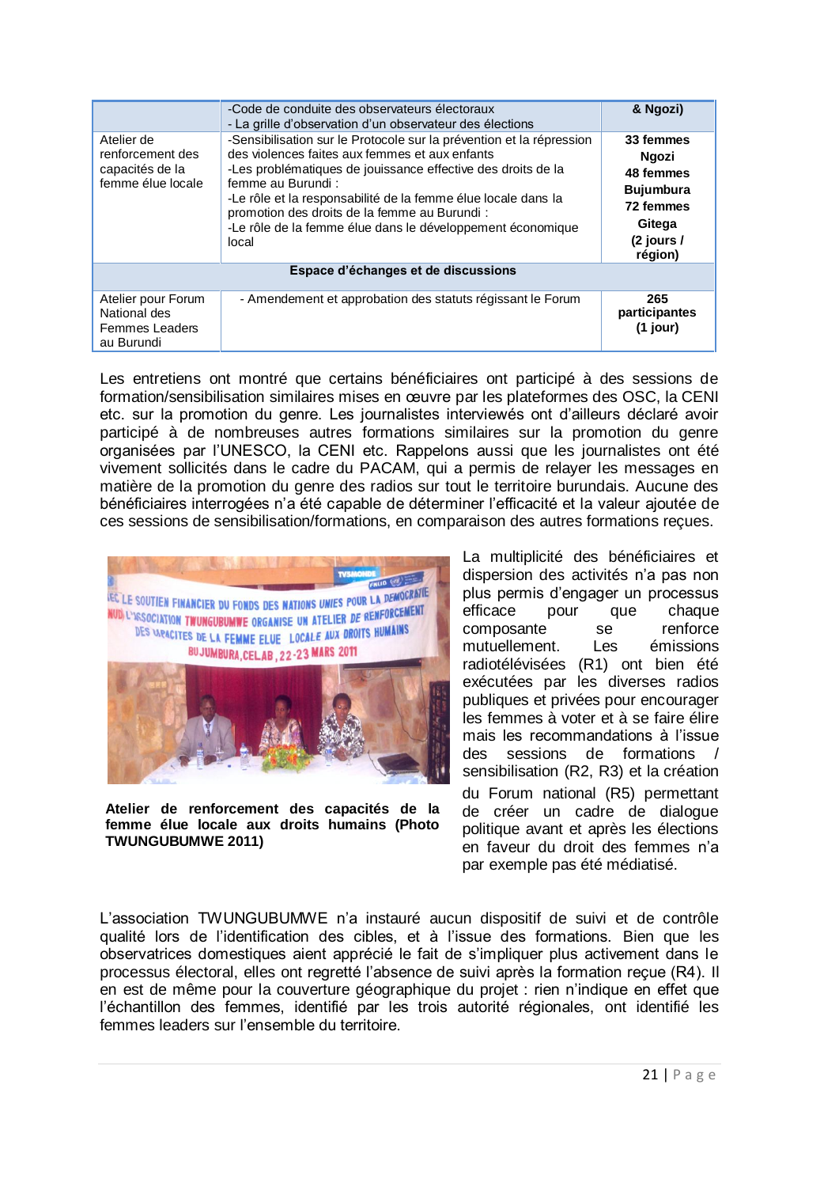|  | -Code de conduite des observateurs électoraux<br>- La grille d'observation d'un observateur des élections | **& Ngozi)** |
|---|---|---|
| Atelier de renforcement des capacités de la femme élue locale | -Sensibilisation sur le Protocole sur la prévention et la répression des violences faites aux femmes et aux enfants<br>-Les problématiques de jouissance effective des droits de la femme au Burundi :<br>-Le rôle et la responsabilité de la femme élue locale dans la promotion des droits de la femme au Burundi :<br>-Le rôle de la femme élue dans le développement économique local | **33 femmes Ngozi<br>48 femmes Bujumbura<br>72 femmes Gitega<br>(2 jours / région)** |
| **Espace d'échanges et de discussions** | | |
| Atelier pour Forum National des Femmes Leaders au Burundi | - Amendement et approbation des statuts régissant le Forum | **265 participantes (1 jour)** |

Les entretiens ont montré que certains bénéficiaires ont participé à des sessions de formation/sensibilisation similaires mises en œuvre par les plateformes des OSC, la CENI etc. sur la promotion du genre. Les journalistes interviewés ont d'ailleurs déclaré avoir participé à de nombreuses autres formations similaires sur la promotion du genre organisées par l'UNESCO, la CENI etc. Rappelons aussi que les journalistes ont été vivement sollicités dans le cadre du PACAM, qui a permis de relayer les messages en matière de la promotion du genre des radios sur tout le territoire burundais. Aucune des bénéficiaires interrogées n'a été capable de déterminer l'efficacité et la valeur ajoutée de ces sessions de sensibilisation/formations, en comparaison des autres formations reçues.

**Atelier de renforcement des capacités de la femme élue locale aux droits humains (Photo TWUNGUBUMWE 2011)**

La multiplicité des bénéficiaires et dispersion des activités n'a pas non plus permis d'engager un processus efficace pour que chaque composante se renforce mutuellement. Les émissions radiotélévisées (R1) ont bien été exécutées par les diverses radios publiques et privées pour encourager les femmes à voter et à se faire élire mais les recommandations à l'issue des sessions de formations / sensibilisation (R2, R3) et la création du Forum national (R5) permettant de créer un cadre de dialogue politique avant et après les élections en faveur du droit des femmes n'a par exemple pas été médiatisé.

L'association TWUNGUBUMWE n'a instauré aucun dispositif de suivi et de contrôle qualité lors de l'identification des cibles, et à l'issue des formations. Bien que les observatrices domestiques aient apprécié le fait de s'impliquer plus activement dans le processus électoral, elles ont regretté l'absence de suivi après la formation reçue (R4). Il en est de même pour la couverture géographique du projet : rien n'indique en effet que l'échantillon des femmes, identifié par les trois autorité régionales, ont identifié les femmes leaders sur l'ensemble du territoire.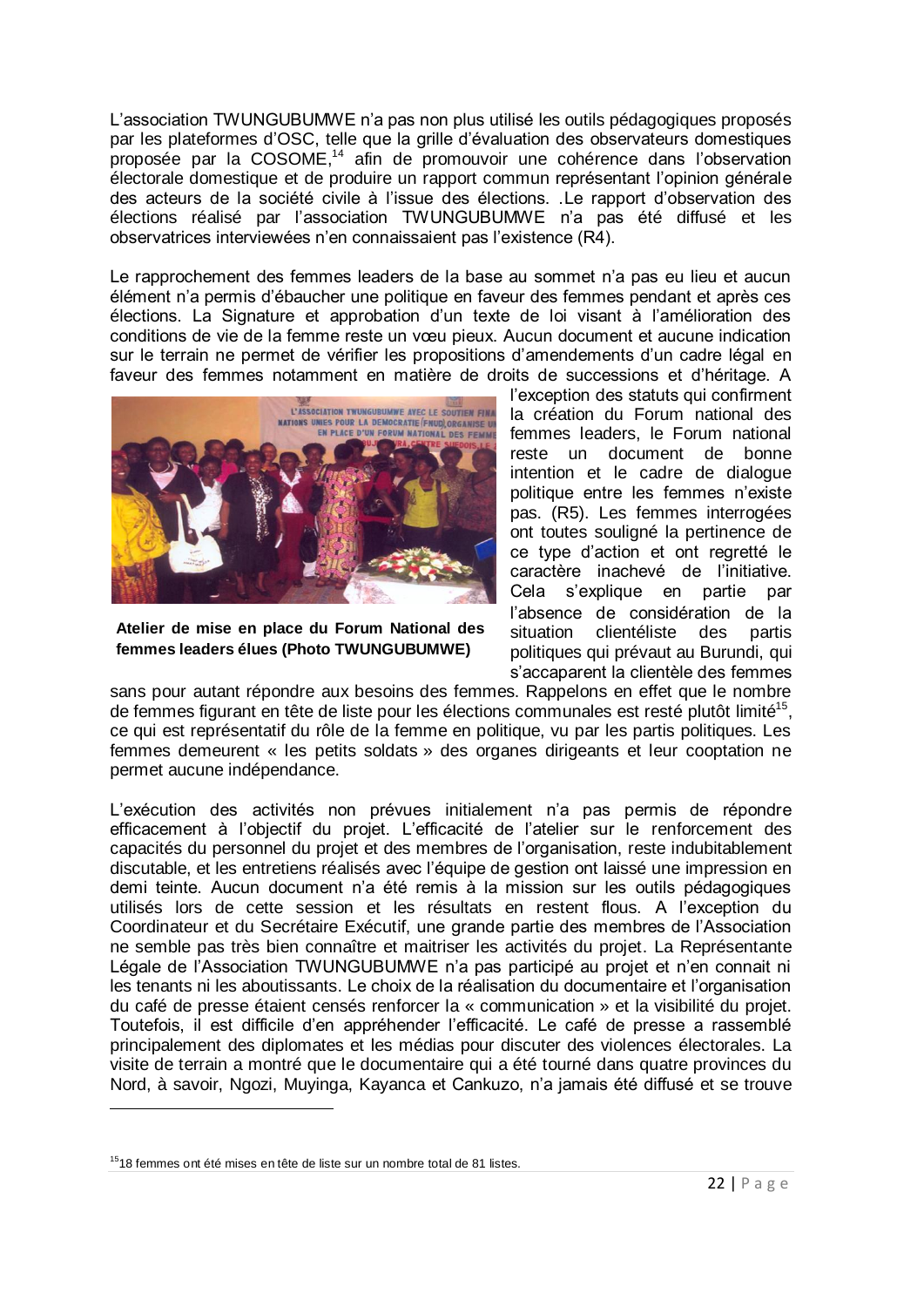L'association TWUNGUBUMWE n'a pas non plus utilisé les outils pédagogiques proposés par les plateformes d'OSC, telle que la grille d'évaluation des observateurs domestiques proposée par la COSOME,[14] afin de promouvoir une cohérence dans l'observation électorale domestique et de produire un rapport commun représentant l'opinion générale des acteurs de la société civile à l'issue des élections. .Le rapport d'observation des élections réalisé par l'association TWUNGUBUMWE n'a pas été diffusé et les observatrices interviewées n'en connaissaient pas l'existence (R4).

Le rapprochement des femmes leaders de la base au sommet n'a pas eu lieu et aucun élément n'a permis d'ébaucher une politique en faveur des femmes pendant et après ces élections. La Signature et approbation d'un texte de loi visant à l'amélioration des conditions de vie de la femme reste un vœu pieux. Aucun document et aucune indication sur le terrain ne permet de vérifier les propositions d'amendements d'un cadre légal en faveur des femmes notamment en matière de droits de successions et d'héritage. A l'exception des statuts qui confirment la création du Forum national des femmes leaders, le Forum national reste un document de bonne intention et le cadre de dialogue politique entre les femmes n'existe pas. (R5). Les femmes interrogées ont toutes souligné la pertinence de ce type d'action et ont regretté le caractère inachevé de l'initiative. Cela s'explique en partie par l'absence de considération de la situation clientéliste des partis politiques qui prévaut au Burundi, qui s'accaparent la clientèle des femmes sans pour autant répondre aux besoins des femmes. Rappelons en effet que le nombre de femmes figurant en tête de liste pour les élections communales est resté plutôt limité[15], ce qui est représentatif du rôle de la femme en politique, vu par les partis politiques. Les femmes demeurent « les petits soldats » des organes dirigeants et leur cooptation ne permet aucune indépendance.

**Atelier de mise en place du Forum National des femmes leaders élues (Photo TWUNGUBUMWE)**

L'exécution des activités non prévues initialement n'a pas permis de répondre efficacement à l'objectif du projet. L'efficacité de l'atelier sur le renforcement des capacités du personnel du projet et des membres de l'organisation, reste indubitablement discutable, et les entretiens réalisés avec l'équipe de gestion ont laissé une impression en demi teinte. Aucun document n'a été remis à la mission sur les outils pédagogiques utilisés lors de cette session et les résultats en restent flous. A l'exception du Coordinateur et du Secrétaire Exécutif, une grande partie des membres de l'Association ne semble pas très bien connaître et maitriser les activités du projet. La Représentante Légale de l'Association TWUNGUBUMWE n'a pas participé au projet et n'en connait ni les tenants ni les aboutissants. Le choix de la réalisation du documentaire et l'organisation du café de presse étaient censés renforcer la « communication » et la visibilité du projet. Toutefois, il est difficile d'en appréhender l'efficacité. Le café de presse a rassemblé principalement des diplomates et les médias pour discuter des violences électorales. La visite de terrain a montré que le documentaire qui a été tourné dans quatre provinces du Nord, à savoir, Ngozi, Muyinga, Kayanca et Cankuzo, n'a jamais été diffusé et se trouve

[15] 18 femmes ont été mises en tête de liste sur un nombre total de 81 listes.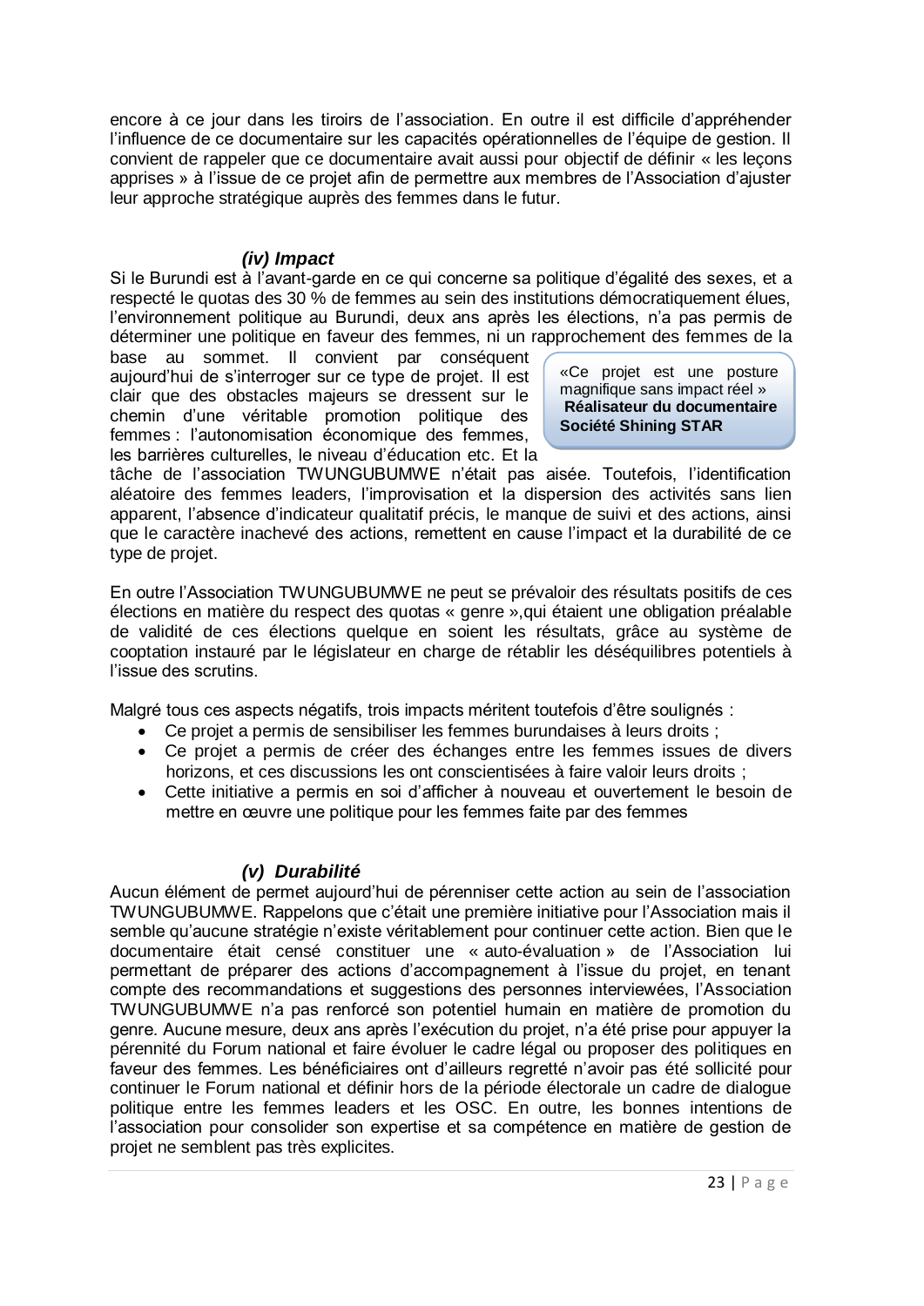encore à ce jour dans les tiroirs de l'association. En outre il est difficile d'appréhender l'influence de ce documentaire sur les capacités opérationnelles de l'équipe de gestion. Il convient de rappeler que ce documentaire avait aussi pour objectif de définir « les leçons apprises » à l'issue de ce projet afin de permettre aux membres de l'Association d'ajuster leur approche stratégique auprès des femmes dans le futur.

### *(iv) Impact*

Si le Burundi est à l'avant-garde en ce qui concerne sa politique d'égalité des sexes, et a respecté le quotas des 30 % de femmes au sein des institutions démocratiquement élues, l'environnement politique au Burundi, deux ans après les élections, n'a pas permis de déterminer une politique en faveur des femmes, ni un rapprochement des femmes de la base au sommet. Il convient par conséquent aujourd'hui de s'interroger sur ce type de projet. Il est clair que des obstacles majeurs se dressent sur le chemin d'une véritable promotion politique des femmes : l'autonomisation économique des femmes, les barrières culturelles, le niveau d'éducation etc. Et la tâche de l'association TWUNGUBUMWE n'était pas aisée. Toutefois, l'identification aléatoire des femmes leaders, l'improvisation et la dispersion des activités sans lien apparent, l'absence d'indicateur qualitatif précis, le manque de suivi et des actions, ainsi que le caractère inachevé des actions, remettent en cause l'impact et la durabilité de ce type de projet.

> «Ce projet est une posture magnifique sans impact réel »
> **Réalisateur du documentaire Société Shining STAR**

En outre l'Association TWUNGUBUMWE ne peut se prévaloir des résultats positifs de ces élections en matière du respect des quotas « genre »,qui étaient une obligation préalable de validité de ces élections quelque en soient les résultats, grâce au système de cooptation instauré par le législateur en charge de rétablir les déséquilibres potentiels à l'issue des scrutins.

Malgré tous ces aspects négatifs, trois impacts méritent toutefois d'être soulignés :

- Ce projet a permis de sensibiliser les femmes burundaises à leurs droits ;
- Ce projet a permis de créer des échanges entre les femmes issues de divers horizons, et ces discussions les ont conscientisées à faire valoir leurs droits ;
- Cette initiative a permis en soi d'afficher à nouveau et ouvertement le besoin de mettre en œuvre une politique pour les femmes faite par des femmes

### *(v) Durabilité*

Aucun élément de permet aujourd'hui de pérenniser cette action au sein de l'association TWUNGUBUMWE. Rappelons que c'était une première initiative pour l'Association mais il semble qu'aucune stratégie n'existe véritablement pour continuer cette action. Bien que le documentaire était censé constituer une « auto-évaluation » de l'Association lui permettant de préparer des actions d'accompagnement à l'issue du projet, en tenant compte des recommandations et suggestions des personnes interviewées, l'Association TWUNGUBUMWE n'a pas renforcé son potentiel humain en matière de promotion du genre. Aucune mesure, deux ans après l'exécution du projet, n'a été prise pour appuyer la pérennité du Forum national et faire évoluer le cadre légal ou proposer des politiques en faveur des femmes. Les bénéficiaires ont d'ailleurs regretté n'avoir pas été sollicité pour continuer le Forum national et définir hors de la période électorale un cadre de dialogue politique entre les femmes leaders et les OSC. En outre, les bonnes intentions de l'association pour consolider son expertise et sa compétence en matière de gestion de projet ne semblent pas très explicites.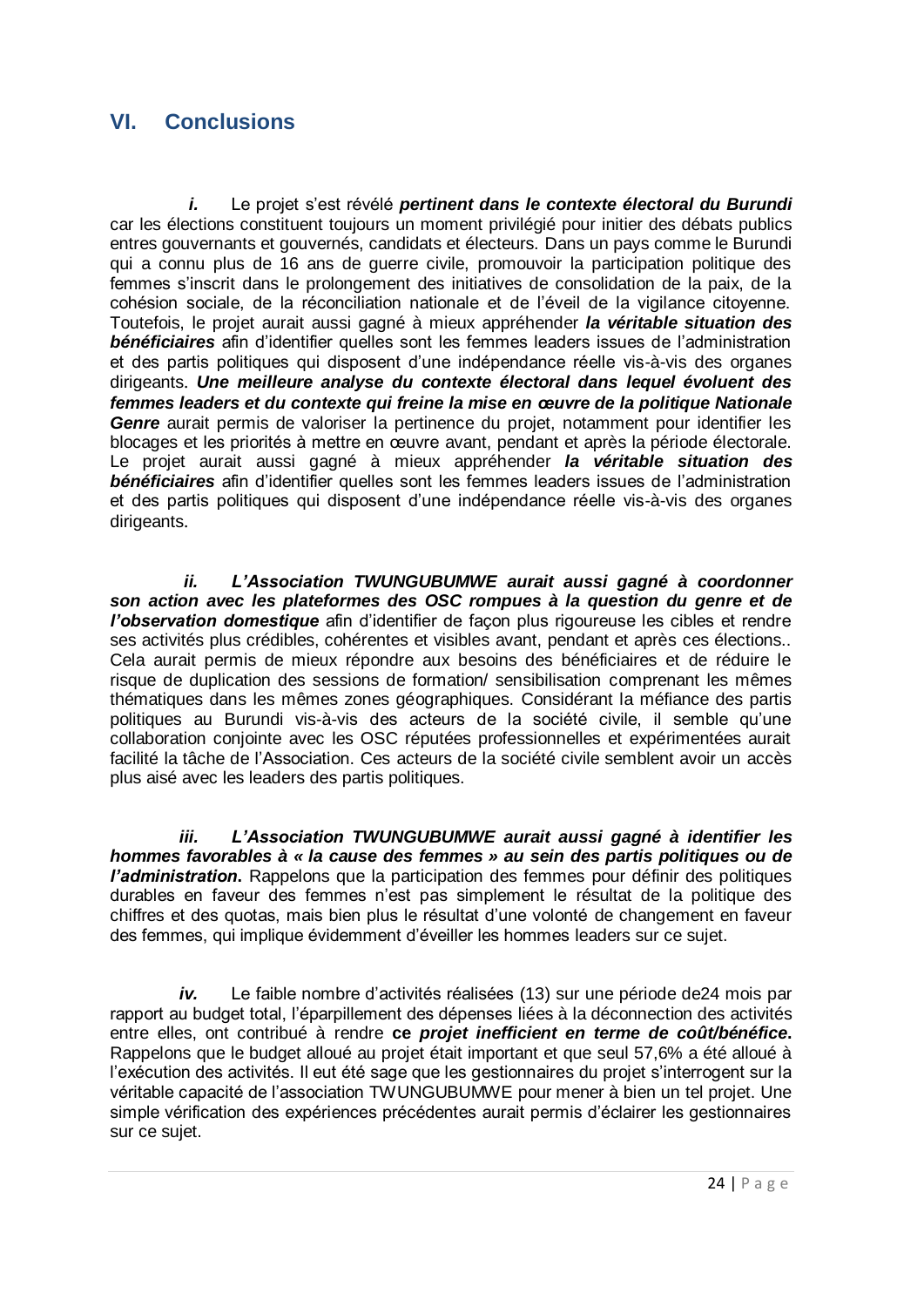## VI. Conclusions

*i.* Le projet s'est révélé ***pertinent dans le contexte électoral du Burundi*** car les élections constituent toujours un moment privilégié pour initier des débats publics entres gouvernants et gouvernés, candidats et électeurs. Dans un pays comme le Burundi qui a connu plus de 16 ans de guerre civile, promouvoir la participation politique des femmes s'inscrit dans le prolongement des initiatives de consolidation de la paix, de la cohésion sociale, de la réconciliation nationale et de l'éveil de la vigilance citoyenne. Toutefois, le projet aurait aussi gagné à mieux appréhender ***la véritable situation des bénéficiaires*** afin d'identifier quelles sont les femmes leaders issues de l'administration et des partis politiques qui disposent d'une indépendance réelle vis-à-vis des organes dirigeants. ***Une meilleure analyse du contexte électoral dans lequel évoluent des femmes leaders et du contexte qui freine la mise en œuvre de la politique Nationale Genre*** aurait permis de valoriser la pertinence du projet, notamment pour identifier les blocages et les priorités à mettre en œuvre avant, pendant et après la période électorale. Le projet aurait aussi gagné à mieux appréhender ***la véritable situation des bénéficiaires*** afin d'identifier quelles sont les femmes leaders issues de l'administration et des partis politiques qui disposent d'une indépendance réelle vis-à-vis des organes dirigeants.

***ii. L'Association TWUNGUBUMWE aurait aussi gagné à coordonner son action avec les plateformes des OSC rompues à la question du genre et de l'observation domestique*** afin d'identifier de façon plus rigoureuse les cibles et rendre ses activités plus crédibles, cohérentes et visibles avant, pendant et après ces élections.. Cela aurait permis de mieux répondre aux besoins des bénéficiaires et de réduire le risque de duplication des sessions de formation/ sensibilisation comprenant les mêmes thématiques dans les mêmes zones géographiques. Considérant la méfiance des partis politiques au Burundi vis-à-vis des acteurs de la société civile, il semble qu'une collaboration conjointe avec les OSC réputées professionnelles et expérimentées aurait facilité la tâche de l'Association. Ces acteurs de la société civile semblent avoir un accès plus aisé avec les leaders des partis politiques.

***iii. L'Association TWUNGUBUMWE aurait aussi gagné à identifier les hommes favorables à « la cause des femmes » au sein des partis politiques ou de l'administration.*** Rappelons que la participation des femmes pour définir des politiques durables en faveur des femmes n'est pas simplement le résultat de la politique des chiffres et des quotas, mais bien plus le résultat d'une volonté de changement en faveur des femmes, qui implique évidemment d'éveiller les hommes leaders sur ce sujet.

***iv.*** Le faible nombre d'activités réalisées (13) sur une période de24 mois par rapport au budget total, l'éparpillement des dépenses liées à la déconnection des activités entre elles, ont contribué à rendre **ce *projet inefficient en terme de coût/bénéfice.*** Rappelons que le budget alloué au projet était important et que seul 57,6% a été alloué à l'exécution des activités. Il eut été sage que les gestionnaires du projet s'interrogent sur la véritable capacité de l'association TWUNGUBUMWE pour mener à bien un tel projet. Une simple vérification des expériences précédentes aurait permis d'éclairer les gestionnaires sur ce sujet.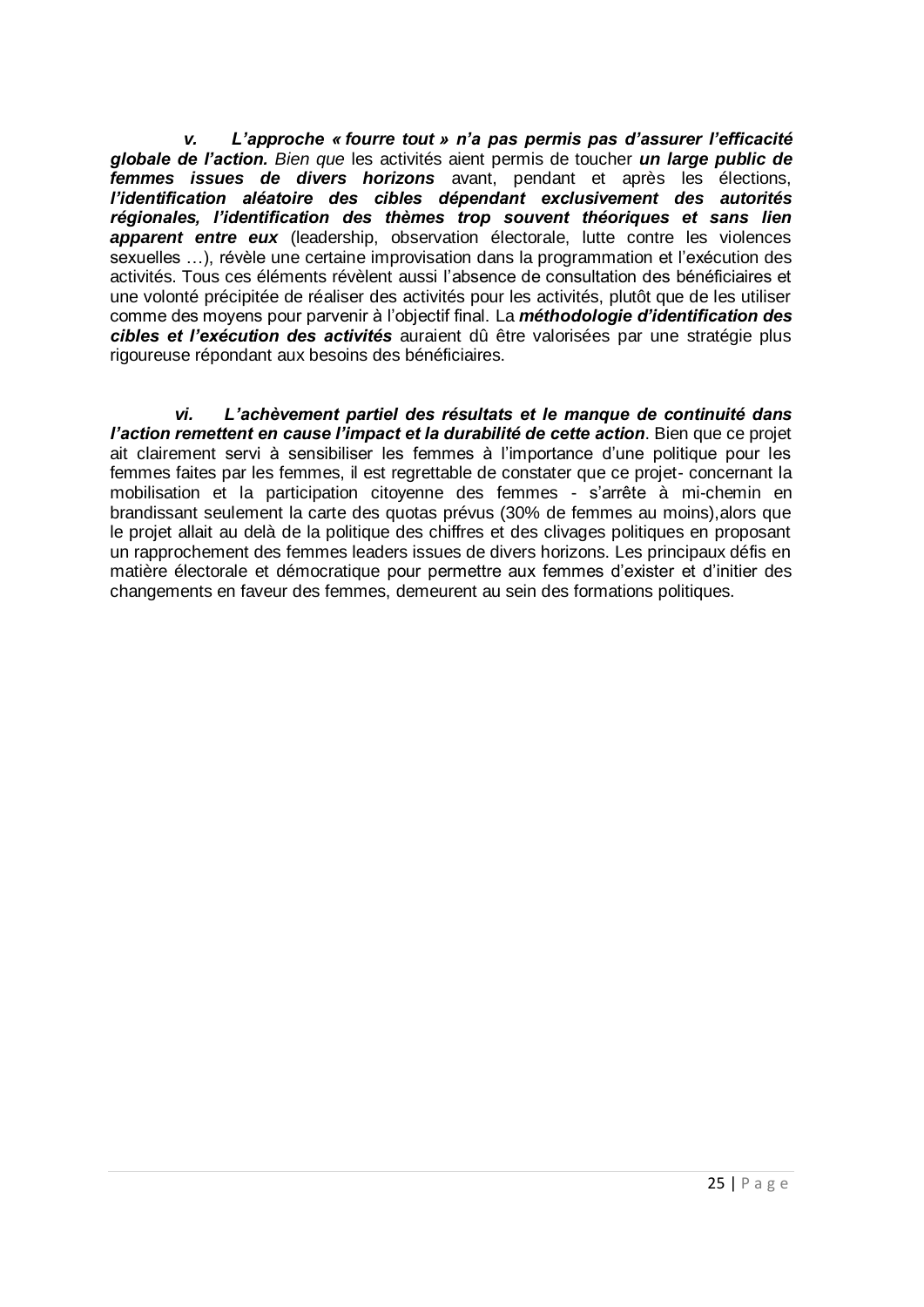***v. L'approche « fourre tout » n'a pas permis pas d'assurer l'efficacité globale de l'action.*** *Bien que* les activités aient permis de toucher ***un large public de femmes issues de divers horizons*** avant, pendant et après les élections, ***l'identification aléatoire des cibles dépendant exclusivement des autorités régionales, l'identification des thèmes trop souvent théoriques et sans lien apparent entre eux*** (leadership, observation électorale, lutte contre les violences sexuelles …), révèle une certaine improvisation dans la programmation et l'exécution des activités. Tous ces éléments révèlent aussi l'absence de consultation des bénéficiaires et une volonté précipitée de réaliser des activités pour les activités, plutôt que de les utiliser comme des moyens pour parvenir à l'objectif final. La ***méthodologie d'identification des cibles et l'exécution des activités*** auraient dû être valorisées par une stratégie plus rigoureuse répondant aux besoins des bénéficiaires.

***vi. L'achèvement partiel des résultats et le manque de continuité dans l'action remettent en cause l'impact et la durabilité de cette action***. Bien que ce projet ait clairement servi à sensibiliser les femmes à l'importance d'une politique pour les femmes faites par les femmes, il est regrettable de constater que ce projet- concernant la mobilisation et la participation citoyenne des femmes - s'arrête à mi-chemin en brandissant seulement la carte des quotas prévus (30% de femmes au moins),alors que le projet allait au delà de la politique des chiffres et des clivages politiques en proposant un rapprochement des femmes leaders issues de divers horizons. Les principaux défis en matière électorale et démocratique pour permettre aux femmes d'exister et d'initier des changements en faveur des femmes, demeurent au sein des formations politiques.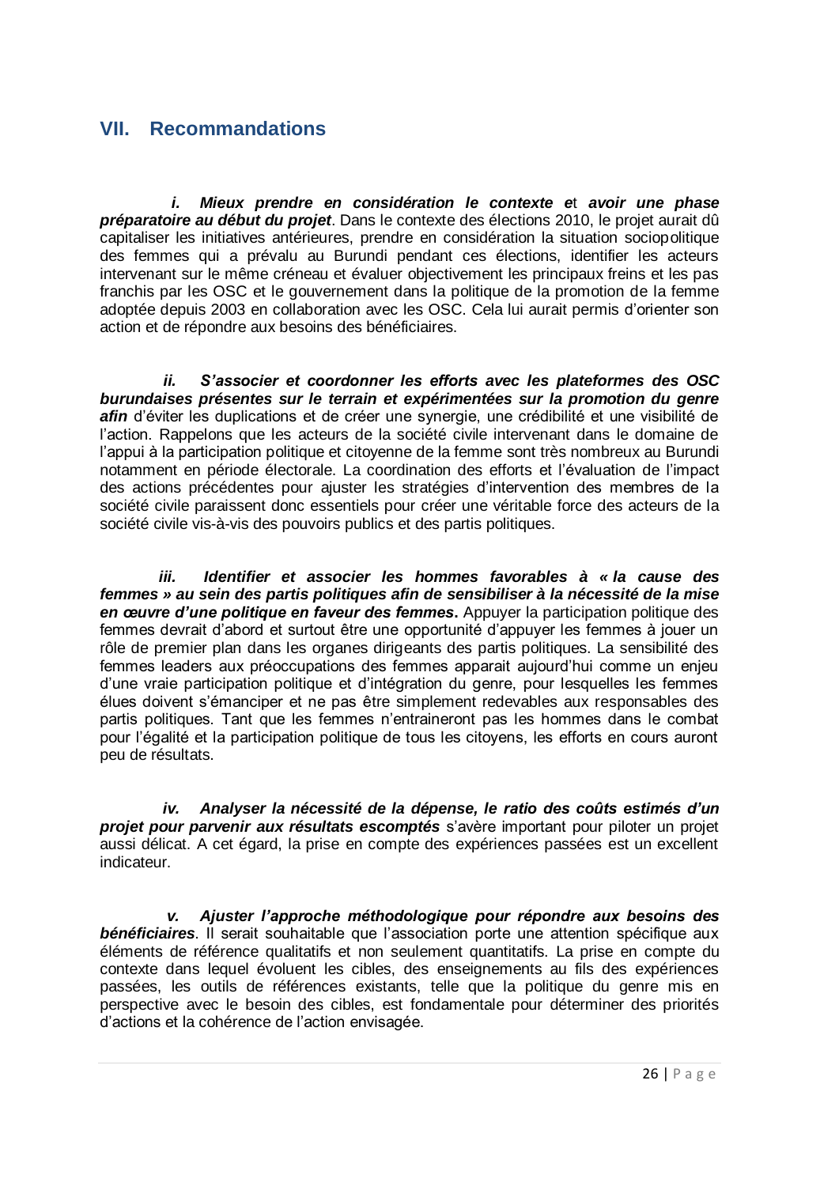## VII. Recommandations

***i. Mieux prendre en considération le contexte e*t *avoir une phase préparatoire au début du projet***. Dans le contexte des élections 2010, le projet aurait dû capitaliser les initiatives antérieures, prendre en considération la situation sociopolitique des femmes qui a prévalu au Burundi pendant ces élections, identifier les acteurs intervenant sur le même créneau et évaluer objectivement les principaux freins et les pas franchis par les OSC et le gouvernement dans la politique de la promotion de la femme adoptée depuis 2003 en collaboration avec les OSC. Cela lui aurait permis d'orienter son action et de répondre aux besoins des bénéficiaires.

***ii. S'associer et coordonner les efforts avec les plateformes des OSC burundaises présentes sur le terrain et expérimentées sur la promotion du genre afin*** d'éviter les duplications et de créer une synergie, une crédibilité et une visibilité de l'action. Rappelons que les acteurs de la société civile intervenant dans le domaine de l'appui à la participation politique et citoyenne de la femme sont très nombreux au Burundi notamment en période électorale. La coordination des efforts et l'évaluation de l'impact des actions précédentes pour ajuster les stratégies d'intervention des membres de la société civile paraissent donc essentiels pour créer une véritable force des acteurs de la société civile vis-à-vis des pouvoirs publics et des partis politiques.

***iii. Identifier et associer les hommes favorables à « la cause des femmes » au sein des partis politiques afin de sensibiliser à la nécessité de la mise en œuvre d'une politique en faveur des femmes*.** Appuyer la participation politique des femmes devrait d'abord et surtout être une opportunité d'appuyer les femmes à jouer un rôle de premier plan dans les organes dirigeants des partis politiques. La sensibilité des femmes leaders aux préoccupations des femmes apparait aujourd'hui comme un enjeu d'une vraie participation politique et d'intégration du genre, pour lesquelles les femmes élues doivent s'émanciper et ne pas être simplement redevables aux responsables des partis politiques. Tant que les femmes n'entraineront pas les hommes dans le combat pour l'égalité et la participation politique de tous les citoyens, les efforts en cours auront peu de résultats.

***iv. Analyser la nécessité de la dépense, le ratio des coûts estimés d'un projet pour parvenir aux résultats escomptés*** s'avère important pour piloter un projet aussi délicat. A cet égard, la prise en compte des expériences passées est un excellent indicateur.

***v. Ajuster l'approche méthodologique pour répondre aux besoins des bénéficiaires***. Il serait souhaitable que l'association porte une attention spécifique aux éléments de référence qualitatifs et non seulement quantitatifs. La prise en compte du contexte dans lequel évoluent les cibles, des enseignements au fils des expériences passées, les outils de références existants, telle que la politique du genre mis en perspective avec le besoin des cibles, est fondamentale pour déterminer des priorités d'actions et la cohérence de l'action envisagée.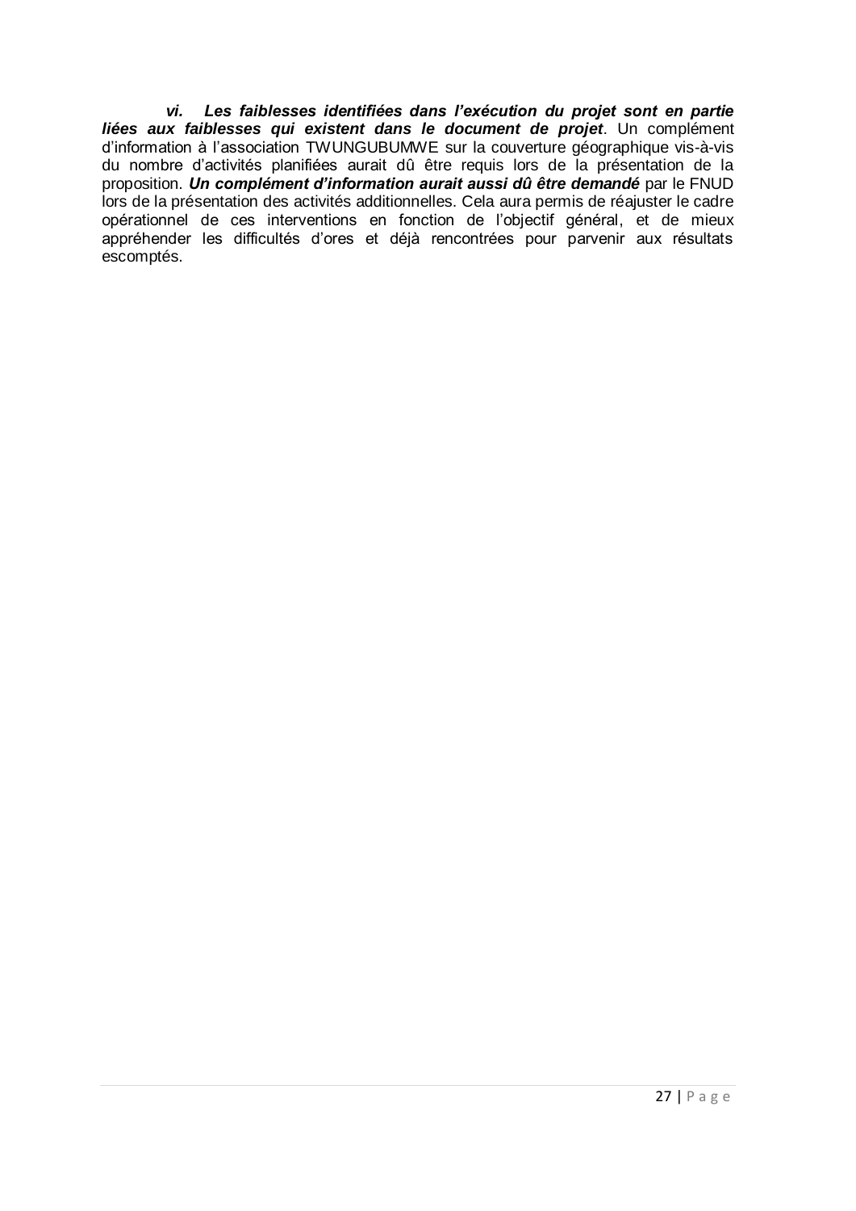***vi. Les faiblesses identifiées dans l'exécution du projet sont en partie liées aux faiblesses qui existent dans le document de projet***. Un complément d'information à l'association TWUNGUBUMWE sur la couverture géographique vis-à-vis du nombre d'activités planifiées aurait dû être requis lors de la présentation de la proposition. ***Un complément d'information aurait aussi dû être demandé*** par le FNUD lors de la présentation des activités additionnelles. Cela aura permis de réajuster le cadre opérationnel de ces interventions en fonction de l'objectif général, et de mieux appréhender les difficultés d'ores et déjà rencontrées pour parvenir aux résultats escomptés.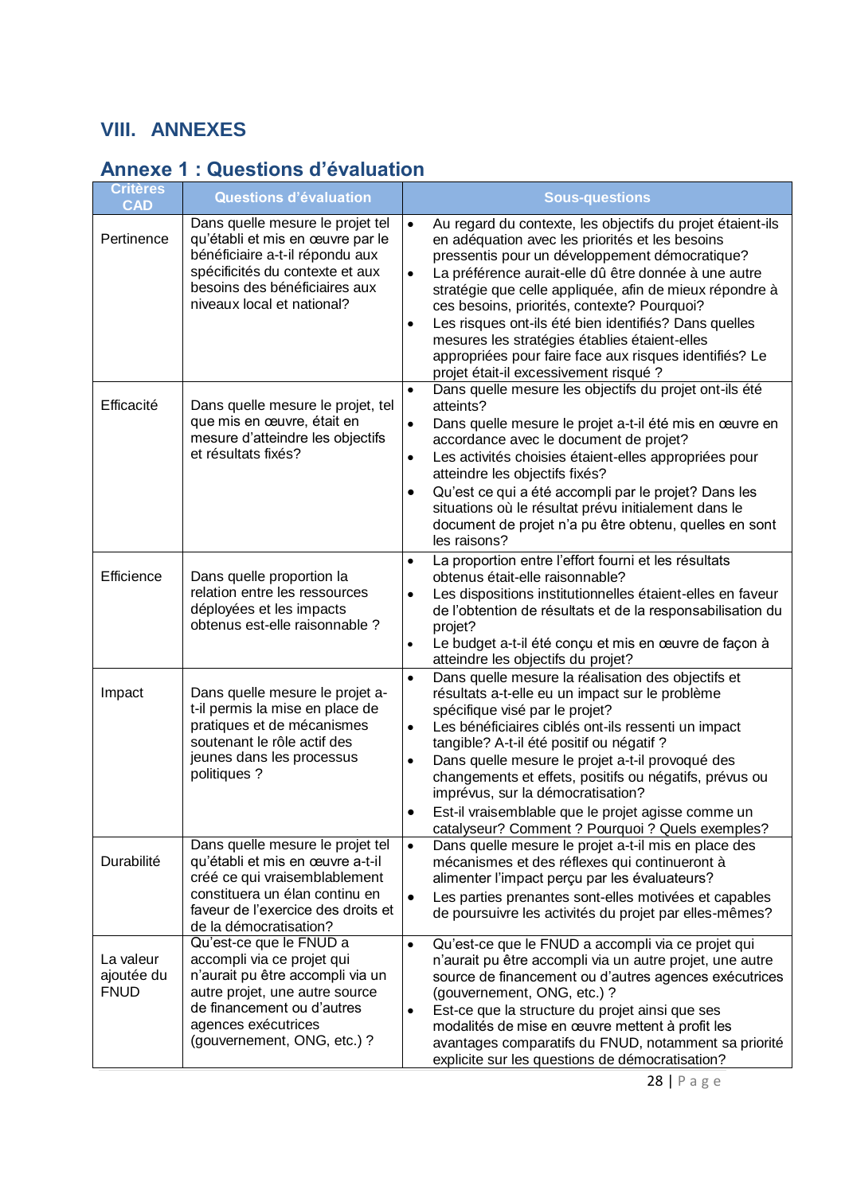# VIII. ANNEXES

## Annexe 1 : Questions d'évaluation

| Critères CAD | Questions d'évaluation | Sous-questions |
|---|---|---|
| Pertinence | Dans quelle mesure le projet tel qu'établi et mis en œuvre par le bénéficiaire a-t-il répondu aux spécificités du contexte et aux besoins des bénéficiaires aux niveaux local et national? | • Au regard du contexte, les objectifs du projet étaient-ils en adéquation avec les priorités et les besoins pressentis pour un développement démocratique?<br>• La préférence aurait-elle dû être donnée à une autre stratégie que celle appliquée, afin de mieux répondre à ces besoins, priorités, contexte? Pourquoi?<br>• Les risques ont-ils été bien identifiés? Dans quelles mesures les stratégies établies étaient-elles appropriées pour faire face aux risques identifiés? Le projet était-il excessivement risqué ? |
| Efficacité | Dans quelle mesure le projet, tel que mis en œuvre, était en mesure d'atteindre les objectifs et résultats fixés? | • Dans quelle mesure les objectifs du projet ont-ils été atteints?<br>• Dans quelle mesure le projet a-t-il été mis en œuvre en accordance avec le document de projet?<br>• Les activités choisies étaient-elles appropriées pour atteindre les objectifs fixés?<br>• Qu'est ce qui a été accompli par le projet? Dans les situations où le résultat prévu initialement dans le document de projet n'a pu être obtenu, quelles en sont les raisons? |
| Efficience | Dans quelle proportion la relation entre les ressources déployées et les impacts obtenus est-elle raisonnable ? | • La proportion entre l'effort fourni et les résultats obtenus était-elle raisonnable?<br>• Les dispositions institutionnelles étaient-elles en faveur de l'obtention de résultats et de la responsabilisation du projet?<br>• Le budget a-t-il été conçu et mis en œuvre de façon à atteindre les objectifs du projet? |
| Impact | Dans quelle mesure le projet a-t-il permis la mise en place de pratiques et de mécanismes soutenant le rôle actif des jeunes dans les processus politiques ? | • Dans quelle mesure la réalisation des objectifs et résultats a-t-elle eu un impact sur le problème spécifique visé par le projet?<br>• Les bénéficiaires ciblés ont-ils ressenti un impact tangible? A-t-il été positif ou négatif ?<br>• Dans quelle mesure le projet a-t-il provoqué des changements et effets, positifs ou négatifs, prévus ou imprévus, sur la démocratisation?<br>• Est-il vraisemblable que le projet agisse comme un catalyseur? Comment ? Pourquoi ? Quels exemples? |
| Durabilité | Dans quelle mesure le projet tel qu'établi et mis en œuvre a-t-il créé ce qui vraisemblablement constituera un élan continu en faveur de l'exercice des droits et de la démocratisation? | • Dans quelle mesure le projet a-t-il mis en place des mécanismes et des réflexes qui continueront à alimenter l'impact perçu par les évaluateurs?<br>• Les parties prenantes sont-elles motivées et capables de poursuivre les activités du projet par elles-mêmes? |
| La valeur ajoutée du FNUD | Qu'est-ce que le FNUD a accompli via ce projet qui n'aurait pu être accompli via un autre projet, une autre source de financement ou d'autres agences exécutrices (gouvernement, ONG, etc.) ? | • Qu'est-ce que le FNUD a accompli via ce projet qui n'aurait pu être accompli via un autre projet, une autre source de financement ou d'autres agences exécutrices (gouvernement, ONG, etc.) ?<br>• Est-ce que la structure du projet ainsi que ses modalités de mise en œuvre mettent à profit les avantages comparatifs du FNUD, notamment sa priorité explicite sur les questions de démocratisation? |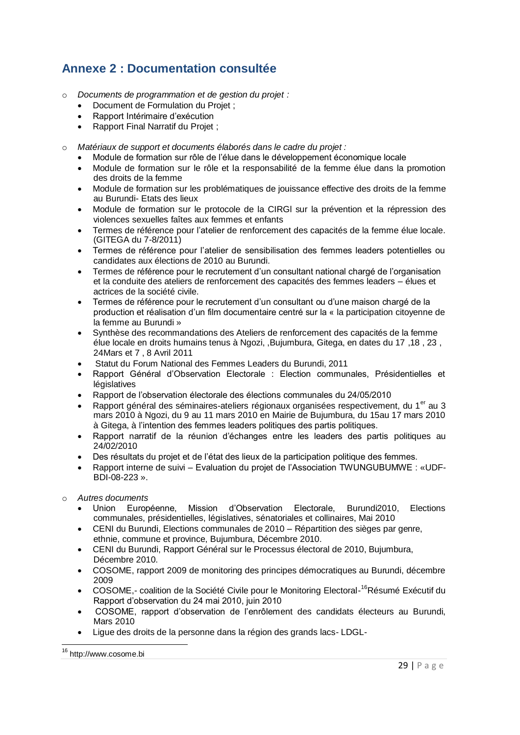## Annexe 2 : Documentation consultée

- *Documents de programmation et de gestion du projet :*
  - Document de Formulation du Projet ;
  - Rapport Intérimaire d'exécution
  - Rapport Final Narratif du Projet ;

- *Matériaux de support et documents élaborés dans le cadre du projet :*
  - Module de formation sur rôle de l'élue dans le développement économique locale
  - Module de formation sur le rôle et la responsabilité de la femme élue dans la promotion des droits de la femme
  - Module de formation sur les problématiques de jouissance effective des droits de la femme au Burundi- Etats des lieux
  - Module de formation sur le protocole de la CIRGl sur la prévention et la répression des violences sexuelles faîtes aux femmes et enfants
  - Termes de référence pour l'atelier de renforcement des capacités de la femme élue locale. (GITEGA du 7-8/2011)
  - Termes de référence pour l'atelier de sensibilisation des femmes leaders potentielles ou candidates aux élections de 2010 au Burundi.
  - Termes de référence pour le recrutement d'un consultant national chargé de l'organisation et la conduite des ateliers de renforcement des capacités des femmes leaders – élues et actrices de la société civile.
  - Termes de référence pour le recrutement d'un consultant ou d'une maison chargé de la production et réalisation d'un film documentaire centré sur la « la participation citoyenne de la femme au Burundi »
  - Synthèse des recommandations des Ateliers de renforcement des capacités de la femme élue locale en droits humains tenus à Ngozi, ,Bujumbura, Gitega, en dates du 17 ,18 , 23 , 24Mars et 7 , 8 Avril 2011
  - Statut du Forum National des Femmes Leaders du Burundi, 2011
  - Rapport Général d'Observation Electorale : Election communales, Présidentielles et législatives
  - Rapport de l'observation électorale des élections communales du 24/05/2010
  - Rapport général des séminaires-ateliers régionaux organisées respectivement, du 1er au 3 mars 2010 à Ngozi, du 9 au 11 mars 2010 en Mairie de Bujumbura, du 15au 17 mars 2010 à Gitega, à l'intention des femmes leaders politiques des partis politiques.
  - Rapport narratif de la réunion d'échanges entre les leaders des partis politiques au 24/02/2010
  - Des résultats du projet et de l'état des lieux de la participation politique des femmes.
  - Rapport interne de suivi – Evaluation du projet de l'Association TWUNGUBUMWE : «UDF-BDI-08-223 ».

- *Autres documents*
  - Union Européenne, Mission d'Observation Electorale, Burundi2010, Elections communales, présidentielles, législatives, sénatoriales et collinaires, Mai 2010
  - CENI du Burundi, Elections communales de 2010 – Répartition des sièges par genre, ethnie, commune et province, Bujumbura, Décembre 2010.
  - CENI du Burundi, Rapport Général sur le Processus électoral de 2010, Bujumbura, Décembre 2010.
  - COSOME, rapport 2009 de monitoring des principes démocratiques au Burundi, décembre 2009
  - COSOME,- coalition de la Société Civile pour le Monitoring Electoral-[16]Résumé Exécutif du Rapport d'observation du 24 mai 2010, juin 2010
  - COSOME, rapport d'observation de l'enrôlement des candidats électeurs au Burundi, Mars 2010
  - Ligue des droits de la personne dans la région des grands lacs- LDGL-

[16] http://www.cosome.bi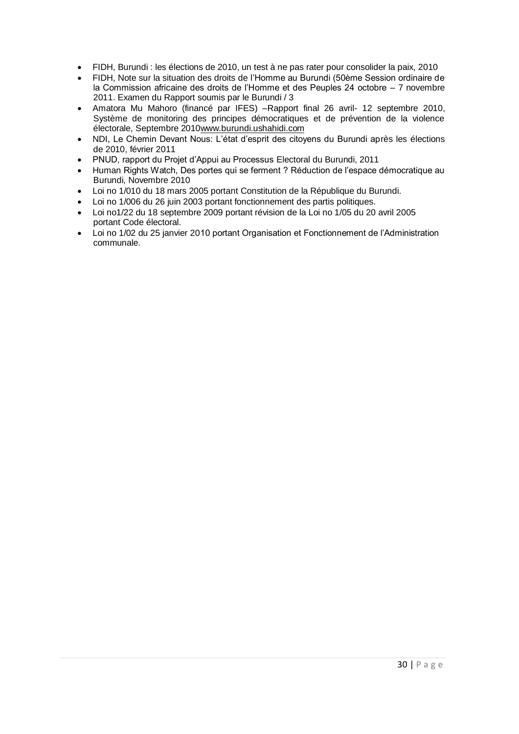- FIDH, Burundi : les élections de 2010, un test à ne pas rater pour consolider la paix, 2010
- FIDH, Note sur la situation des droits de l'Homme au Burundi (50ème Session ordinaire de la Commission africaine des droits de l'Homme et des Peuples 24 octobre – 7 novembre 2011. Examen du Rapport soumis par le Burundi / 3
- Amatora Mu Mahoro (financé par IFES) –Rapport final 26 avril- 12 septembre 2010, Système de monitoring des principes démocratiques et de prévention de la violence électorale, Septembre 2010www.burundi.ushahidi.com
- NDI, Le Chemin Devant Nous: L'état d'esprit des citoyens du Burundi après les élections de 2010, février 2011
- PNUD, rapport du Projet d'Appui au Processus Electoral du Burundi, 2011
- Human Rights Watch, Des portes qui se ferment ? Réduction de l'espace démocratique au Burundi, Novembre 2010
- Loi no 1/010 du 18 mars 2005 portant Constitution de la République du Burundi.
- Loi no 1/006 du 26 juin 2003 portant fonctionnement des partis politiques.
- Loi no1/22 du 18 septembre 2009 portant révision de la Loi no 1/05 du 20 avril 2005 portant Code électoral.
- Loi no 1/02 du 25 janvier 2010 portant Organisation et Fonctionnement de l'Administration communale.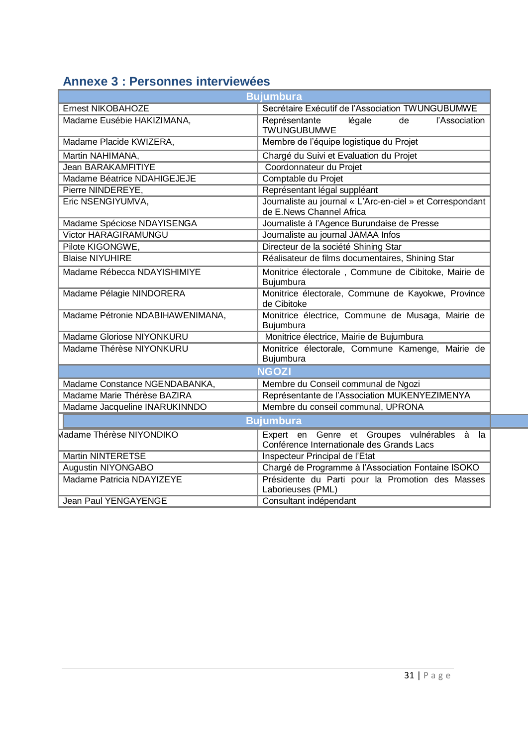## Annexe 3 : Personnes interviewées

| Bujumbura | |
|---|---|
| Ernest NIKOBAHOZE | Secrétaire Exécutif de l'Association TWUNGUBUMWE |
| Madame Eusébie HAKIZIMANA, | Représentante légale de l'Association TWUNGUBUMWE |
| Madame Placide KWIZERA, | Membre de l'équipe logistique du Projet |
| Martin NAHIMANA, | Chargé du Suivi et Evaluation du Projet |
| Jean BARAKAMFITIYE | Coordonnateur du Projet |
| Madame Béatrice NDAHIGEJEJE | Comptable du Projet |
| Pierre NINDEREYE, | Représentant légal suppléant |
| Eric NSENGIYUMVA, | Journaliste au journal « L'Arc-en-ciel » et Correspondant de E.News Channel Africa |
| Madame Spéciose NDAYISENGA | Journaliste à l'Agence Burundaise de Presse |
| Victor HARAGIRAMUNGU | Journaliste au journal JAMAA Infos |
| Pilote KIGONGWE, | Directeur de la société Shining Star |
| Blaise NIYUHIRE | Réalisateur de films documentaires, Shining Star |
| Madame Rébecca NDAYISHIMIYE | Monitrice électorale , Commune de Cibitoke, Mairie de Bujumbura |
| Madame Pélagie NINDORERA | Monitrice électorale, Commune de Kayokwe, Province de Cibitoke |
| Madame Pétronie NDABIHAWENIMANA, | Monitrice électrice, Commune de Musaga, Mairie de Bujumbura |
| Madame Gloriose NIYONKURU | Monitrice électrice, Mairie de Bujumbura |
| Madame Thérèse NIYONKURU | Monitrice électorale, Commune Kamenge, Mairie de Bujumbura |
| **NGOZI** | |
| Madame Constance NGENDABANKA, | Membre du Conseil communal de Ngozi |
| Madame Marie Thérèse BAZIRA | Représentante de l'Association MUKENYEZIMENYA |
| Madame Jacqueline INARUKINNDO | Membre du conseil communal, UPRONA |
| **Bujumbura** | |
| Madame Thérèse NIYONDIKO | Expert en Genre et Groupes vulnérables à la Conférence Internationale des Grands Lacs |
| Martin NINTERETSE | Inspecteur Principal de l'Etat |
| Augustin NIYONGABO | Chargé de Programme à l'Association Fontaine ISOKO |
| Madame Patricia NDAYIZEYE | Présidente du Parti pour la Promotion des Masses Laborieuses (PML) |
| Jean Paul YENGAYENGE | Consultant indépendant |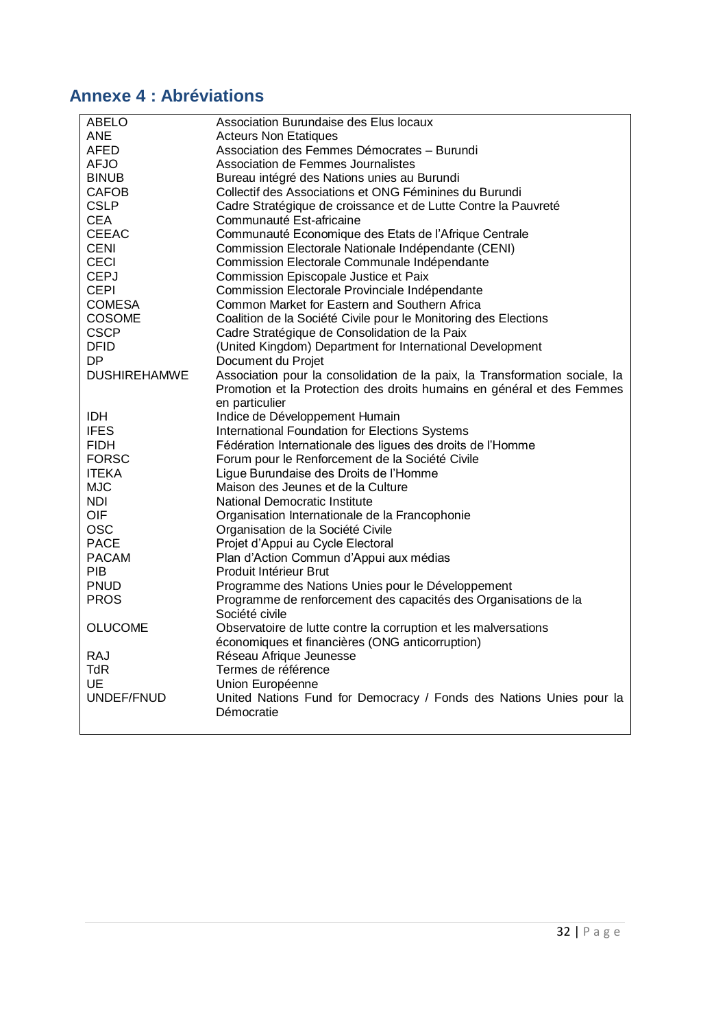## Annexe 4 : Abréviations

| | |
|---|---|
| ABELO | Association Burundaise des Elus locaux |
| ANE | Acteurs Non Etatiques |
| AFED | Association des Femmes Démocrates – Burundi |
| AFJO | Association de Femmes Journalistes |
| BINUB | Bureau intégré des Nations unies au Burundi |
| CAFOB | Collectif des Associations et ONG Féminines du Burundi |
| CSLP | Cadre Stratégique de croissance et de Lutte Contre la Pauvreté |
| CEA | Communauté Est-africaine |
| CEEAC | Communauté Economique des Etats de l'Afrique Centrale |
| CENI | Commission Electorale Nationale Indépendante (CENI) |
| CECI | Commission Electorale Communale Indépendante |
| CEPJ | Commission Episcopale Justice et Paix |
| CEPI | Commission Electorale Provinciale Indépendante |
| COMESA | Common Market for Eastern and Southern Africa |
| COSOME | Coalition de la Société Civile pour le Monitoring des Elections |
| CSCP | Cadre Stratégique de Consolidation de la Paix |
| DFID | (United Kingdom) Department for International Development |
| DP | Document du Projet |
| DUSHIREHAMWE | Association pour la consolidation de la paix, la Transformation sociale, la Promotion et la Protection des droits humains en général et des Femmes en particulier |
| IDH | Indice de Développement Humain |
| IFES | International Foundation for Elections Systems |
| FIDH | Fédération Internationale des ligues des droits de l'Homme |
| FORSC | Forum pour le Renforcement de la Société Civile |
| ITEKA | Ligue Burundaise des Droits de l'Homme |
| MJC | Maison des Jeunes et de la Culture |
| NDI | National Democratic Institute |
| OIF | Organisation Internationale de la Francophonie |
| OSC | Organisation de la Société Civile |
| PACE | Projet d'Appui au Cycle Electoral |
| PACAM | Plan d'Action Commun d'Appui aux médias |
| PIB | Produit Intérieur Brut |
| PNUD | Programme des Nations Unies pour le Développement |
| PROS | Programme de renforcement des capacités des Organisations de la Société civile |
| OLUCOME | Observatoire de lutte contre la corruption et les malversations économiques et financières (ONG anticorruption) |
| RAJ | Réseau Afrique Jeunesse |
| TdR | Termes de référence |
| UE | Union Européenne |
| UNDEF/FNUD | United Nations Fund for Democracy / Fonds des Nations Unies pour la Démocratie |